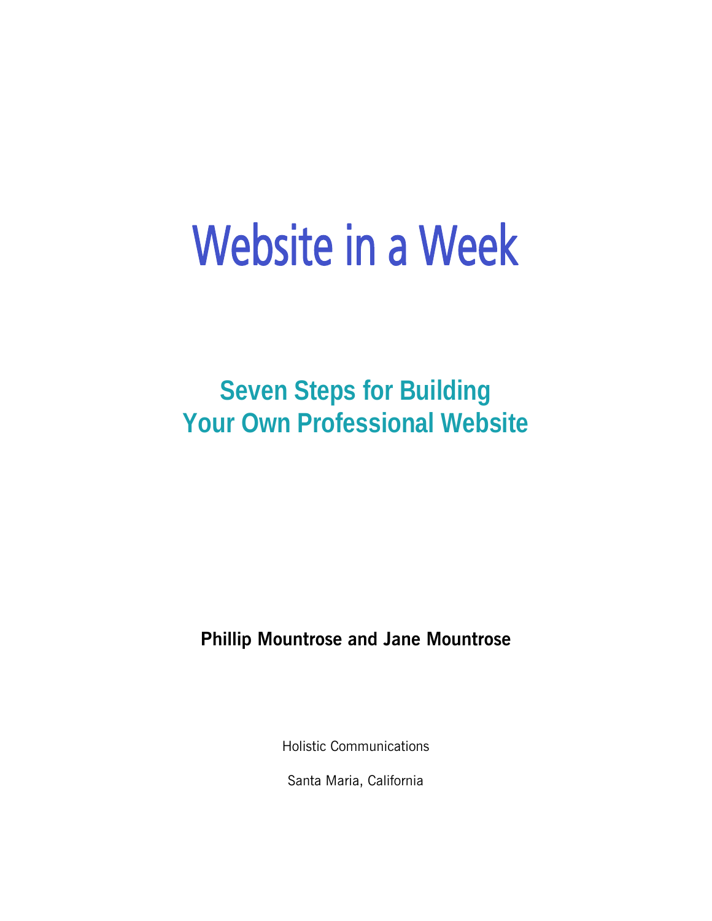# Website in a Week

## Seven Steps for Building Your Own Professional Website

**Phillip Mountrose and Jane Mountrose**

Holistic Communications

Santa Maria, California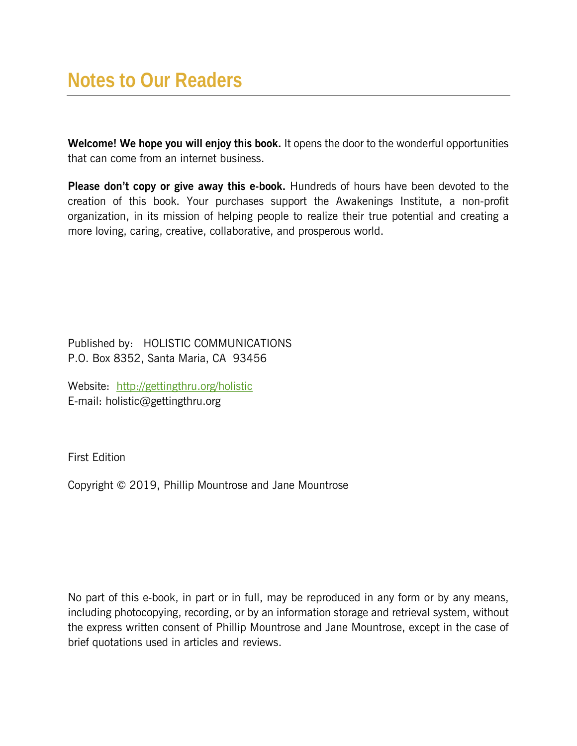# Notes to Our Readers

**Welcome! We hope you will enjoy this book.** It opens the door to the wonderful opportunities that can come from an internet business.

**Please don't copy or give away this e-book.** Hundreds of hours have been devoted to the creation of this book. Your purchases support the Awakenings Institute, a non-profit organization, in its mission of helping people to realize their true potential and creating a more loving, caring, creative, collaborative, and prosperous world.

Published by: HOLISTIC COMMUNICATIONS
P.O. Box 8352, Santa Maria, CA 93456

Website: http://gettingthru.org/holistic
E-mail: holistic@gettingthru.org

First Edition

Copyright © 2019, Phillip Mountrose and Jane Mountrose

No part of this e-book, in part or in full, may be reproduced in any form or by any means, including photocopying, recording, or by an information storage and retrieval system, without the express written consent of Phillip Mountrose and Jane Mountrose, except in the case of brief quotations used in articles and reviews.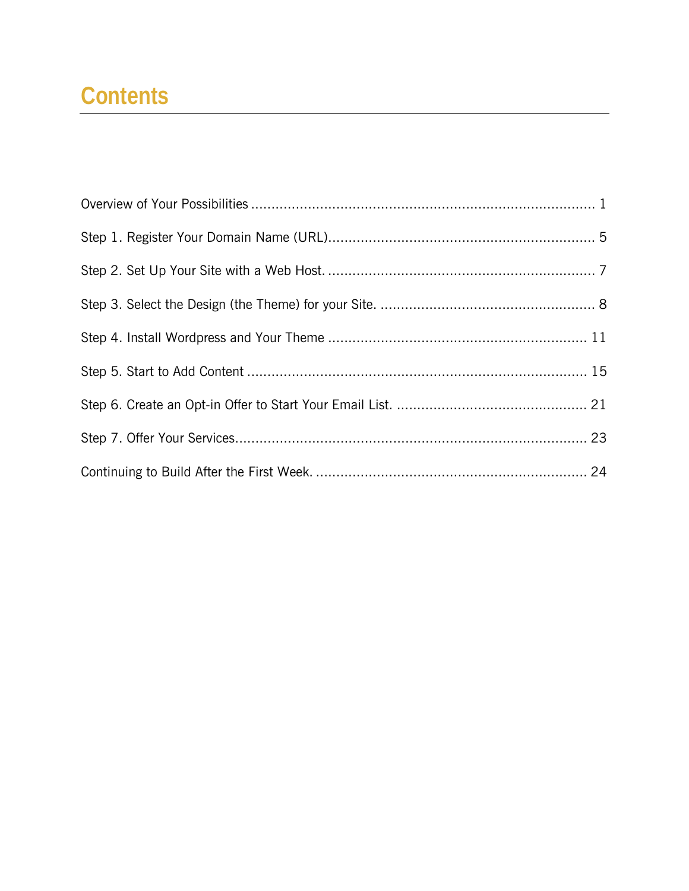# Contents

Overview of Your Possibilities ........................................................................... 1

Step 1. Register Your Domain Name (URL)................................................................ 5

Step 2. Set Up Your Site with a Web Host. ................................................................ 7

Step 3. Select the Design (the Theme) for your Site. .................................................... 8

Step 4. Install Wordpress and Your Theme ............................................................... 11

Step 5. Start to Add Content ................................................................................... 15

Step 6. Create an Opt-in Offer to Start Your Email List. .............................................. 21

Step 7. Offer Your Services...................................................................................... 23

Continuing to Build After the First Week. .................................................................. 24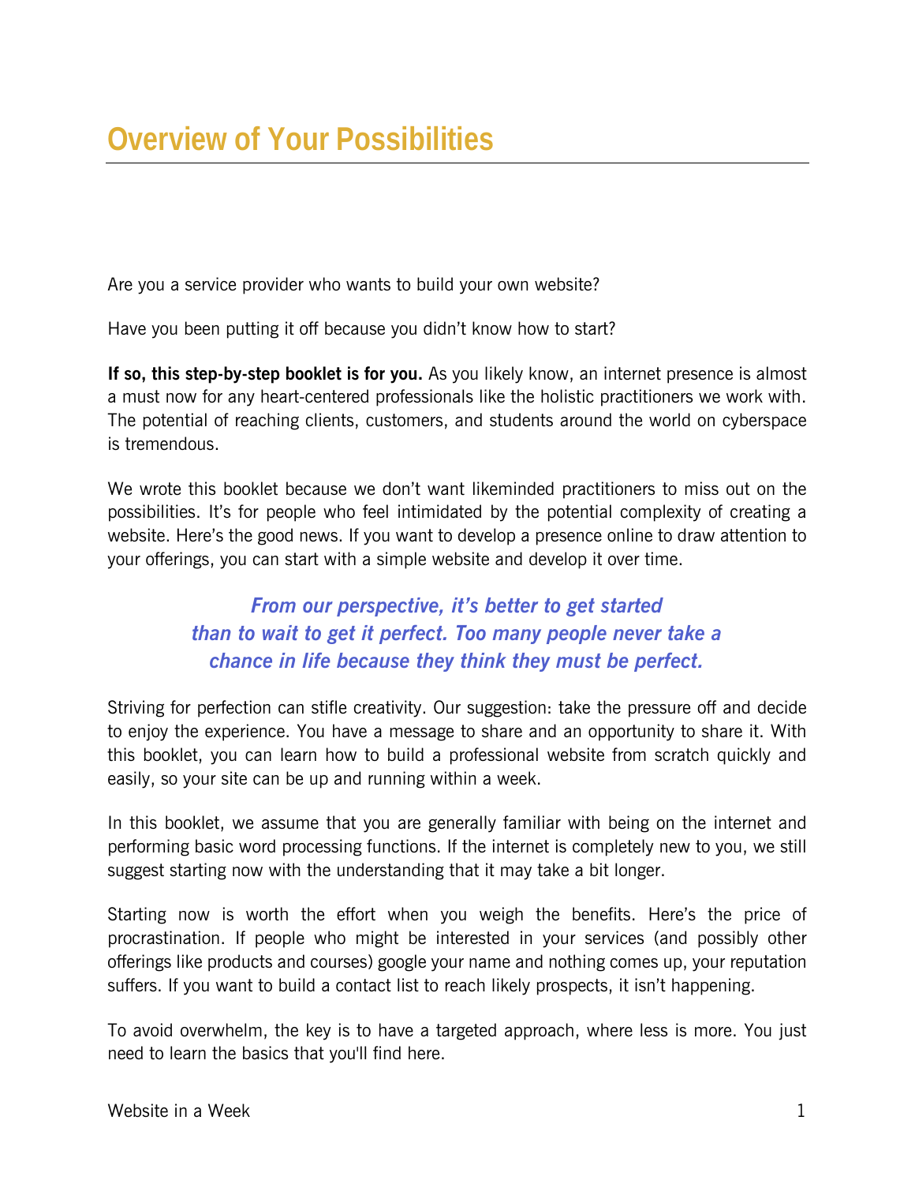# Overview of Your Possibilities

Are you a service provider who wants to build your own website?

Have you been putting it off because you didn't know how to start?

**If so, this step-by-step booklet is for you.** As you likely know, an internet presence is almost a must now for any heart-centered professionals like the holistic practitioners we work with. The potential of reaching clients, customers, and students around the world on cyberspace is tremendous.

We wrote this booklet because we don't want likeminded practitioners to miss out on the possibilities. It's for people who feel intimidated by the potential complexity of creating a website. Here's the good news. If you want to develop a presence online to draw attention to your offerings, you can start with a simple website and develop it over time.

***From our perspective, it's better to get started than to wait to get it perfect. Too many people never take a chance in life because they think they must be perfect.***

Striving for perfection can stifle creativity. Our suggestion: take the pressure off and decide to enjoy the experience. You have a message to share and an opportunity to share it. With this booklet, you can learn how to build a professional website from scratch quickly and easily, so your site can be up and running within a week.

In this booklet, we assume that you are generally familiar with being on the internet and performing basic word processing functions. If the internet is completely new to you, we still suggest starting now with the understanding that it may take a bit longer.

Starting now is worth the effort when you weigh the benefits. Here's the price of procrastination. If people who might be interested in your services (and possibly other offerings like products and courses) google your name and nothing comes up, your reputation suffers. If you want to build a contact list to reach likely prospects, it isn't happening.

To avoid overwhelm, the key is to have a targeted approach, where less is more. You just need to learn the basics that you'll find here.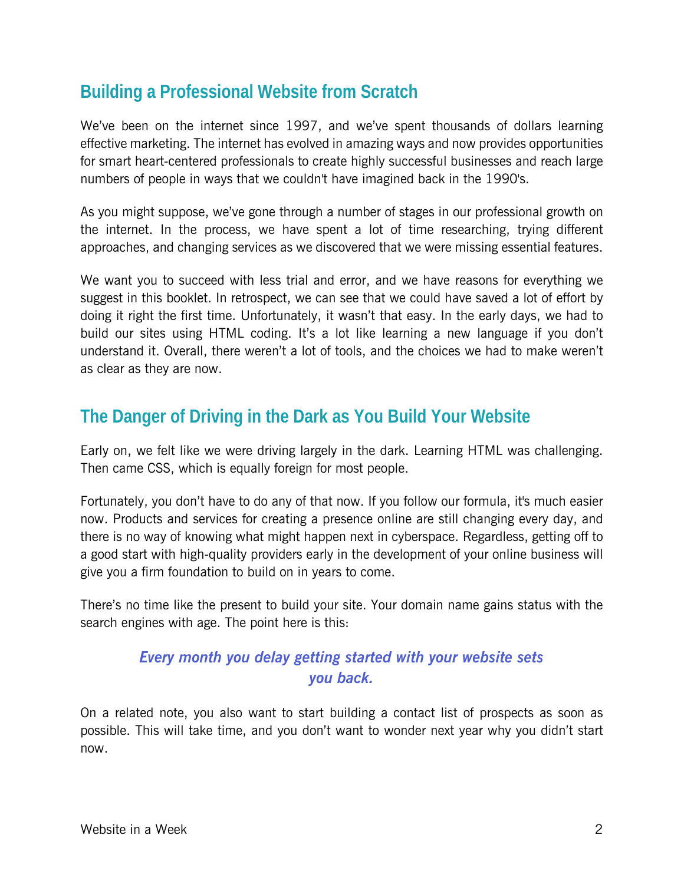## Building a Professional Website from Scratch

We've been on the internet since 1997, and we've spent thousands of dollars learning effective marketing. The internet has evolved in amazing ways and now provides opportunities for smart heart-centered professionals to create highly successful businesses and reach large numbers of people in ways that we couldn't have imagined back in the 1990's.

As you might suppose, we've gone through a number of stages in our professional growth on the internet. In the process, we have spent a lot of time researching, trying different approaches, and changing services as we discovered that we were missing essential features.

We want you to succeed with less trial and error, and we have reasons for everything we suggest in this booklet. In retrospect, we can see that we could have saved a lot of effort by doing it right the first time. Unfortunately, it wasn't that easy. In the early days, we had to build our sites using HTML coding. It's a lot like learning a new language if you don't understand it. Overall, there weren't a lot of tools, and the choices we had to make weren't as clear as they are now.

## The Danger of Driving in the Dark as You Build Your Website

Early on, we felt like we were driving largely in the dark. Learning HTML was challenging. Then came CSS, which is equally foreign for most people.

Fortunately, you don't have to do any of that now. If you follow our formula, it's much easier now. Products and services for creating a presence online are still changing every day, and there is no way of knowing what might happen next in cyberspace. Regardless, getting off to a good start with high-quality providers early in the development of your online business will give you a firm foundation to build on in years to come.

There's no time like the present to build your site. Your domain name gains status with the search engines with age. The point here is this:

***Every month you delay getting started with your website sets you back.***

On a related note, you also want to start building a contact list of prospects as soon as possible. This will take time, and you don't want to wonder next year why you didn't start now.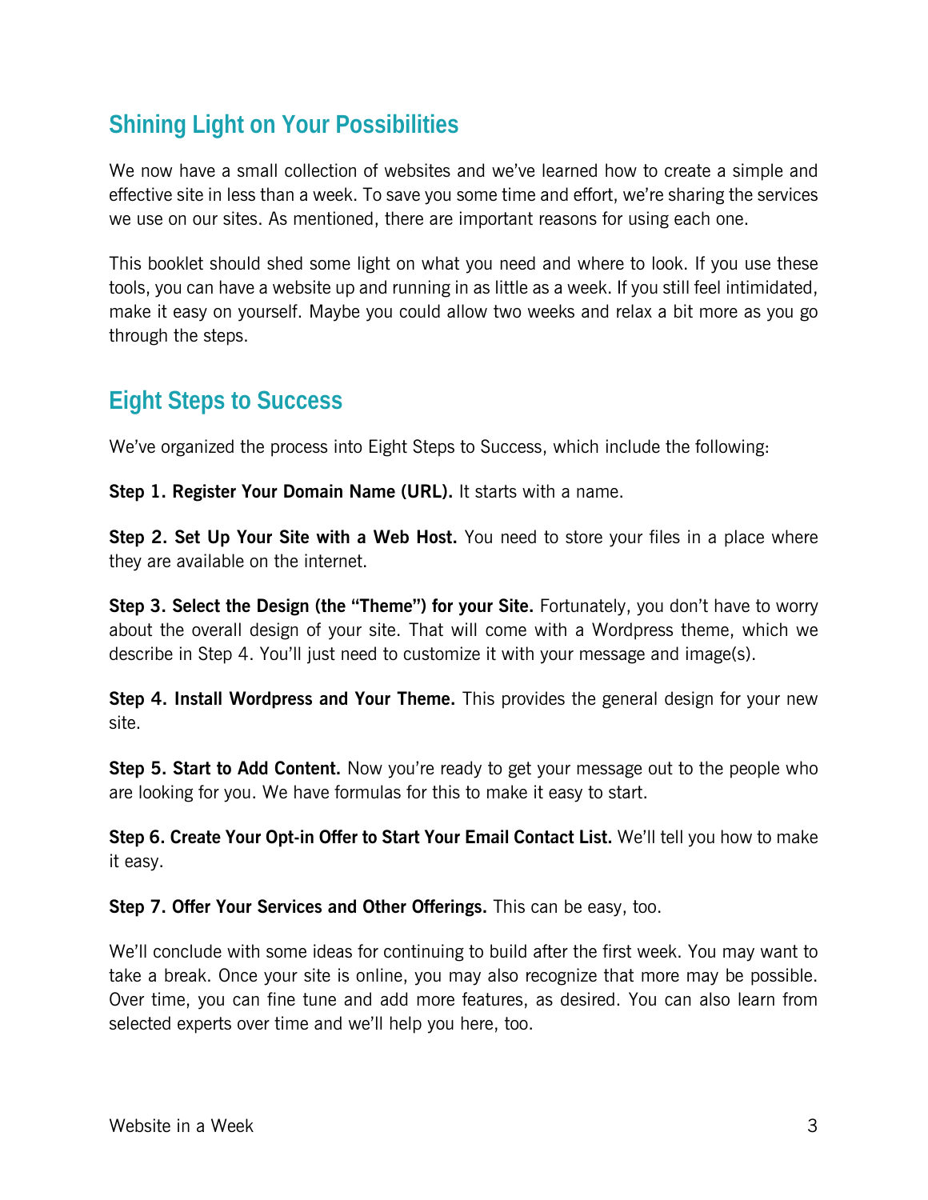## Shining Light on Your Possibilities

We now have a small collection of websites and we've learned how to create a simple and effective site in less than a week. To save you some time and effort, we're sharing the services we use on our sites. As mentioned, there are important reasons for using each one.

This booklet should shed some light on what you need and where to look. If you use these tools, you can have a website up and running in as little as a week. If you still feel intimidated, make it easy on yourself. Maybe you could allow two weeks and relax a bit more as you go through the steps.

## Eight Steps to Success

We've organized the process into Eight Steps to Success, which include the following:

**Step 1. Register Your Domain Name (URL).** It starts with a name.

**Step 2. Set Up Your Site with a Web Host.** You need to store your files in a place where they are available on the internet.

**Step 3. Select the Design (the "Theme") for your Site.** Fortunately, you don't have to worry about the overall design of your site. That will come with a Wordpress theme, which we describe in Step 4. You'll just need to customize it with your message and image(s).

**Step 4. Install Wordpress and Your Theme.** This provides the general design for your new site.

**Step 5. Start to Add Content.** Now you're ready to get your message out to the people who are looking for you. We have formulas for this to make it easy to start.

**Step 6. Create Your Opt-in Offer to Start Your Email Contact List.** We'll tell you how to make it easy.

**Step 7. Offer Your Services and Other Offerings.** This can be easy, too.

We'll conclude with some ideas for continuing to build after the first week. You may want to take a break. Once your site is online, you may also recognize that more may be possible. Over time, you can fine tune and add more features, as desired. You can also learn from selected experts over time and we'll help you here, too.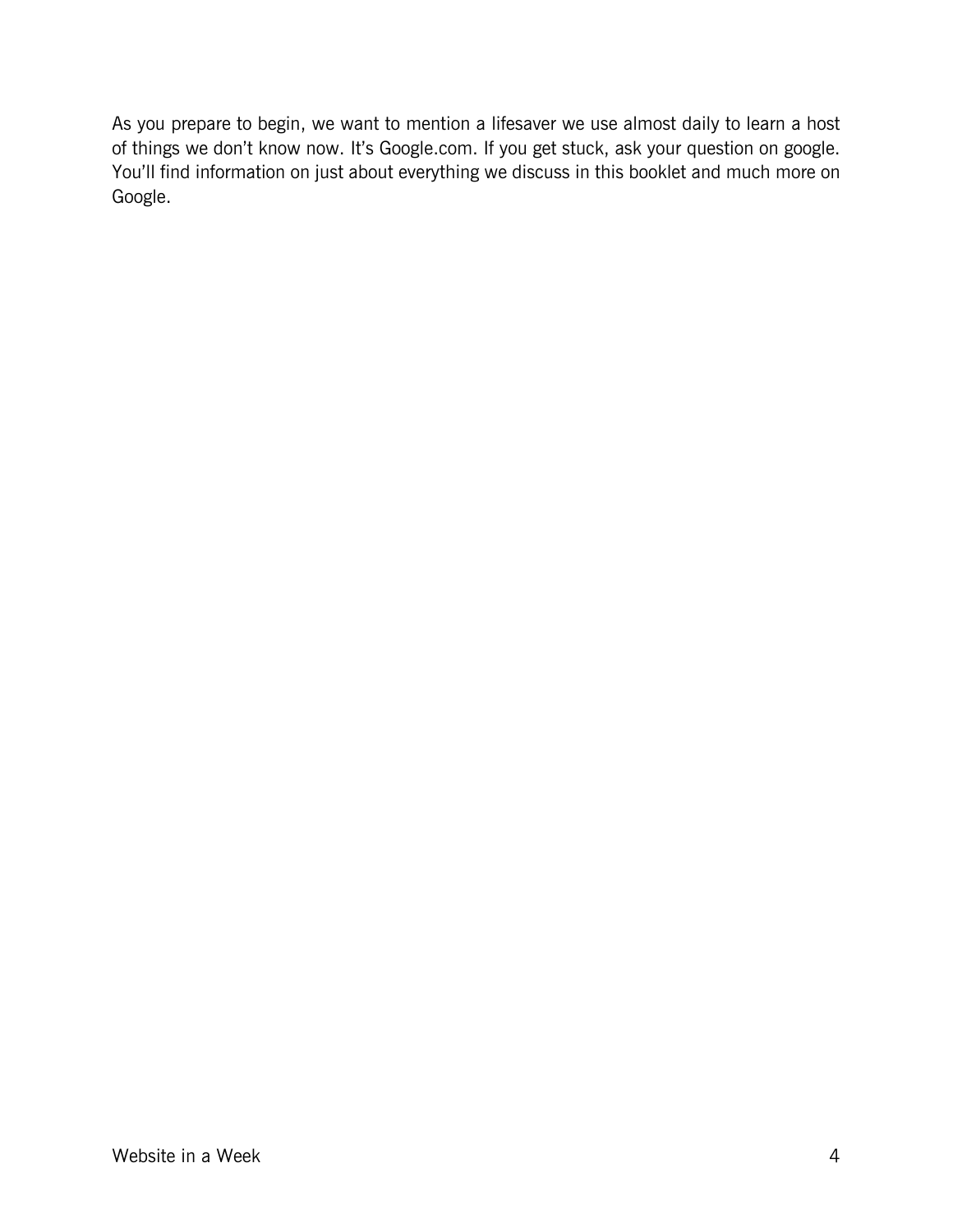As you prepare to begin, we want to mention a lifesaver we use almost daily to learn a host of things we don't know now. It's Google.com. If you get stuck, ask your question on google. You'll find information on just about everything we discuss in this booklet and much more on Google.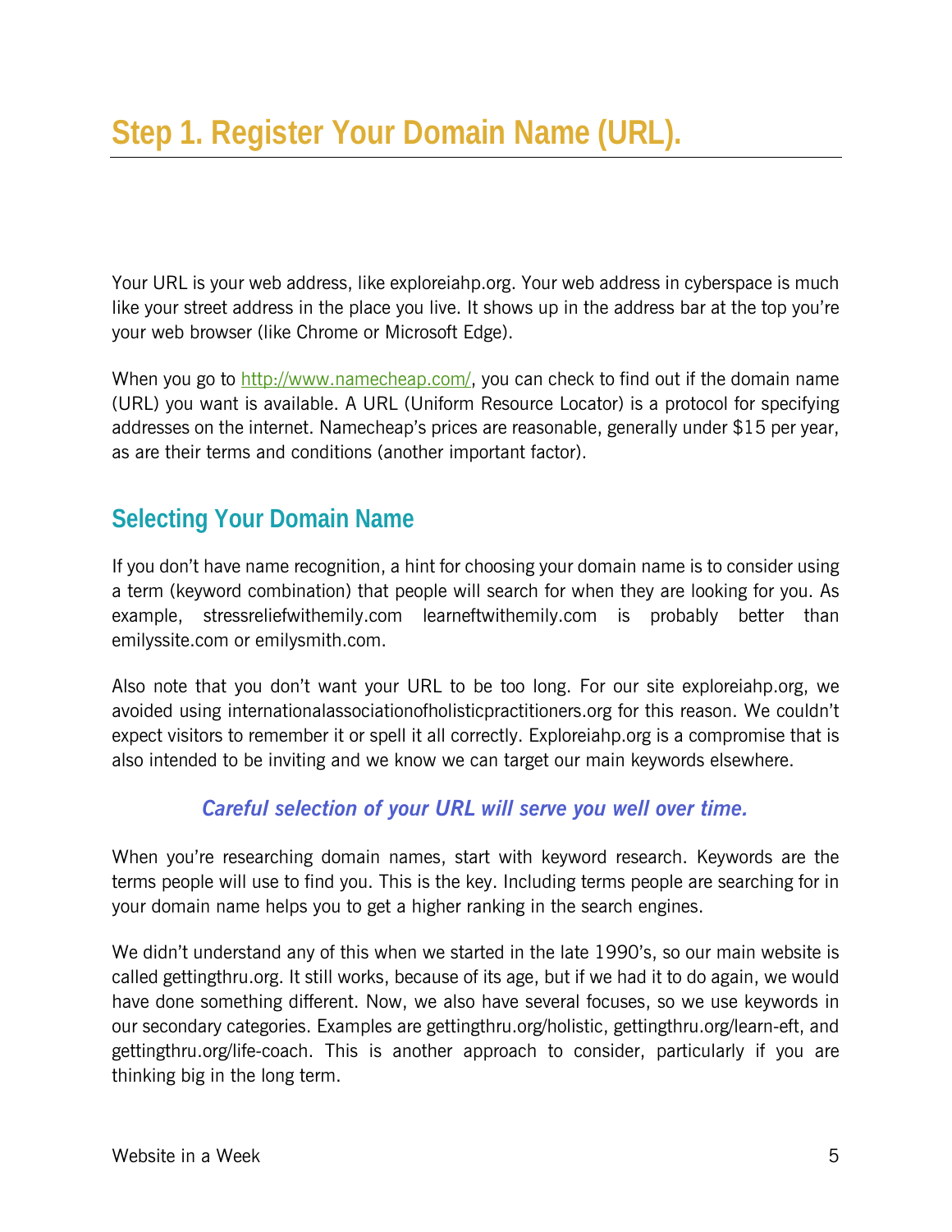# Step 1. Register Your Domain Name (URL).

Your URL is your web address, like exploreiahp.org. Your web address in cyberspace is much like your street address in the place you live. It shows up in the address bar at the top you're your web browser (like Chrome or Microsoft Edge).

When you go to [http://www.namecheap.com/](http://www.namecheap.com/), you can check to find out if the domain name (URL) you want is available. A URL (Uniform Resource Locator) is a protocol for specifying addresses on the internet. Namecheap's prices are reasonable, generally under $15 per year, as are their terms and conditions (another important factor).

## Selecting Your Domain Name

If you don't have name recognition, a hint for choosing your domain name is to consider using a term (keyword combination) that people will search for when they are looking for you. As example, stressreliefwithemily.com learneftwithemily.com is probably better than emilyssite.com or emilysmith.com.

Also note that you don't want your URL to be too long. For our site exploreiahp.org, we avoided using internationalassociationofholisticpractitioners.org for this reason. We couldn't expect visitors to remember it or spell it all correctly. Exploreiahp.org is a compromise that is also intended to be inviting and we know we can target our main keywords elsewhere.

***Careful selection of your URL will serve you well over time.***

When you're researching domain names, start with keyword research. Keywords are the terms people will use to find you. This is the key. Including terms people are searching for in your domain name helps you to get a higher ranking in the search engines.

We didn't understand any of this when we started in the late 1990's, so our main website is called gettingthru.org. It still works, because of its age, but if we had it to do again, we would have done something different. Now, we also have several focuses, so we use keywords in our secondary categories. Examples are gettingthru.org/holistic, gettingthru.org/learn-eft, and gettingthru.org/life-coach. This is another approach to consider, particularly if you are thinking big in the long term.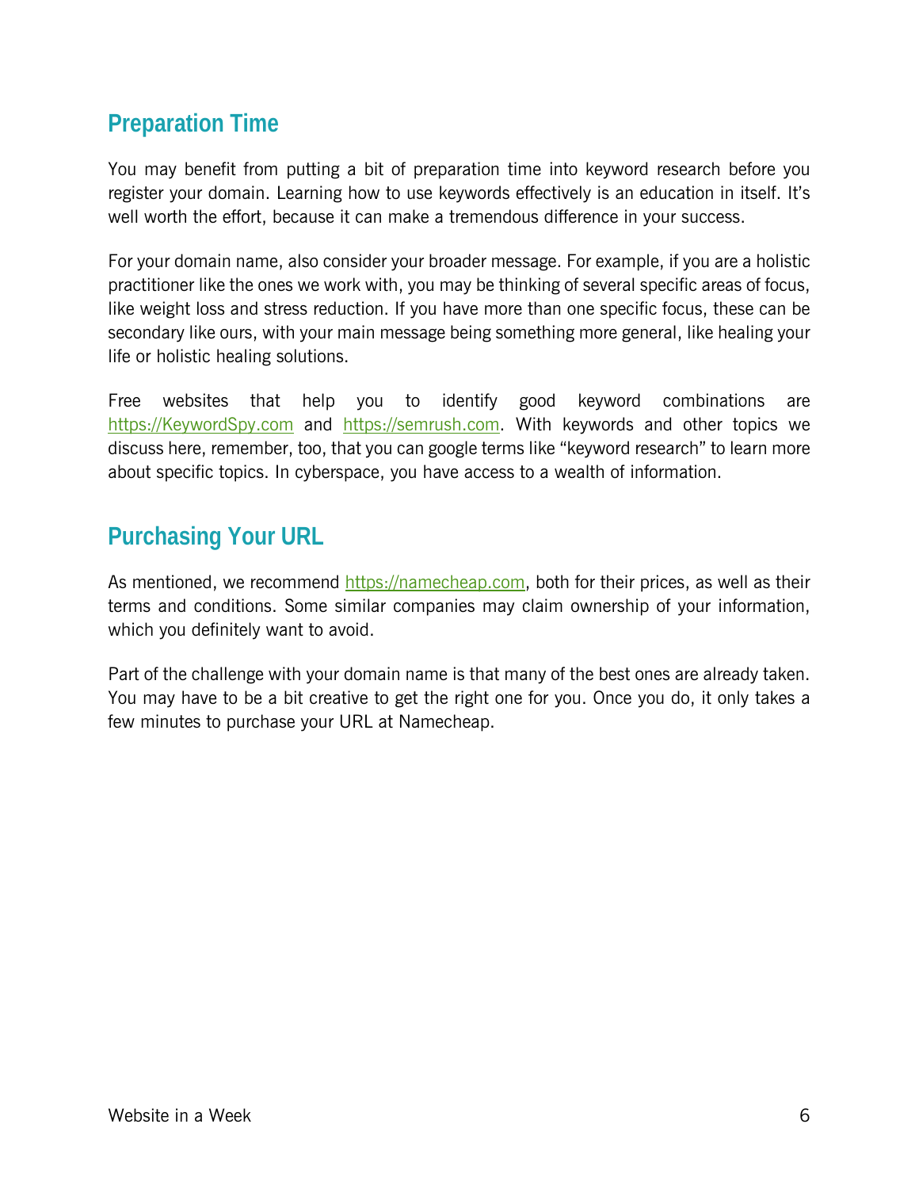## Preparation Time

You may benefit from putting a bit of preparation time into keyword research before you register your domain. Learning how to use keywords effectively is an education in itself. It's well worth the effort, because it can make a tremendous difference in your success.

For your domain name, also consider your broader message. For example, if you are a holistic practitioner like the ones we work with, you may be thinking of several specific areas of focus, like weight loss and stress reduction. If you have more than one specific focus, these can be secondary like ours, with your main message being something more general, like healing your life or holistic healing solutions.

Free websites that help you to identify good keyword combinations are [https://KeywordSpy.com](https://KeywordSpy.com) and [https://semrush.com](https://semrush.com). With keywords and other topics we discuss here, remember, too, that you can google terms like "keyword research" to learn more about specific topics. In cyberspace, you have access to a wealth of information.

## Purchasing Your URL

As mentioned, we recommend [https://namecheap.com](https://namecheap.com), both for their prices, as well as their terms and conditions. Some similar companies may claim ownership of your information, which you definitely want to avoid.

Part of the challenge with your domain name is that many of the best ones are already taken. You may have to be a bit creative to get the right one for you. Once you do, it only takes a few minutes to purchase your URL at Namecheap.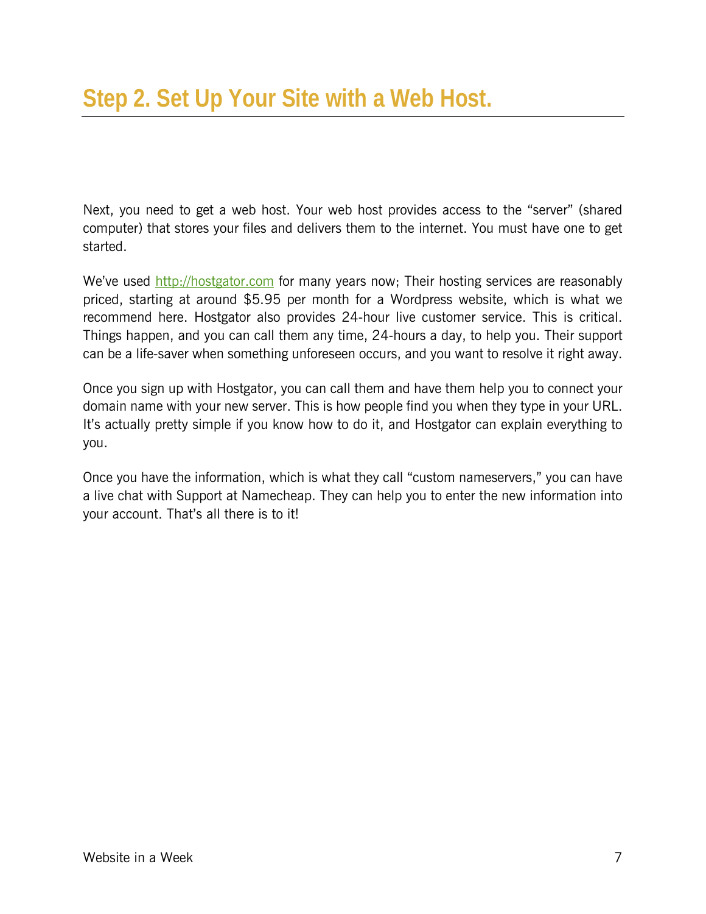# Step 2. Set Up Your Site with a Web Host.

Next, you need to get a web host. Your web host provides access to the "server" (shared computer) that stores your files and delivers them to the internet. You must have one to get started.

We've used [http://hostgator.com](http://hostgator.com) for many years now; Their hosting services are reasonably priced, starting at around $5.95 per month for a Wordpress website, which is what we recommend here. Hostgator also provides 24-hour live customer service. This is critical. Things happen, and you can call them any time, 24-hours a day, to help you. Their support can be a life-saver when something unforeseen occurs, and you want to resolve it right away.

Once you sign up with Hostgator, you can call them and have them help you to connect your domain name with your new server. This is how people find you when they type in your URL. It's actually pretty simple if you know how to do it, and Hostgator can explain everything to you.

Once you have the information, which is what they call "custom nameservers," you can have a live chat with Support at Namecheap. They can help you to enter the new information into your account. That's all there is to it!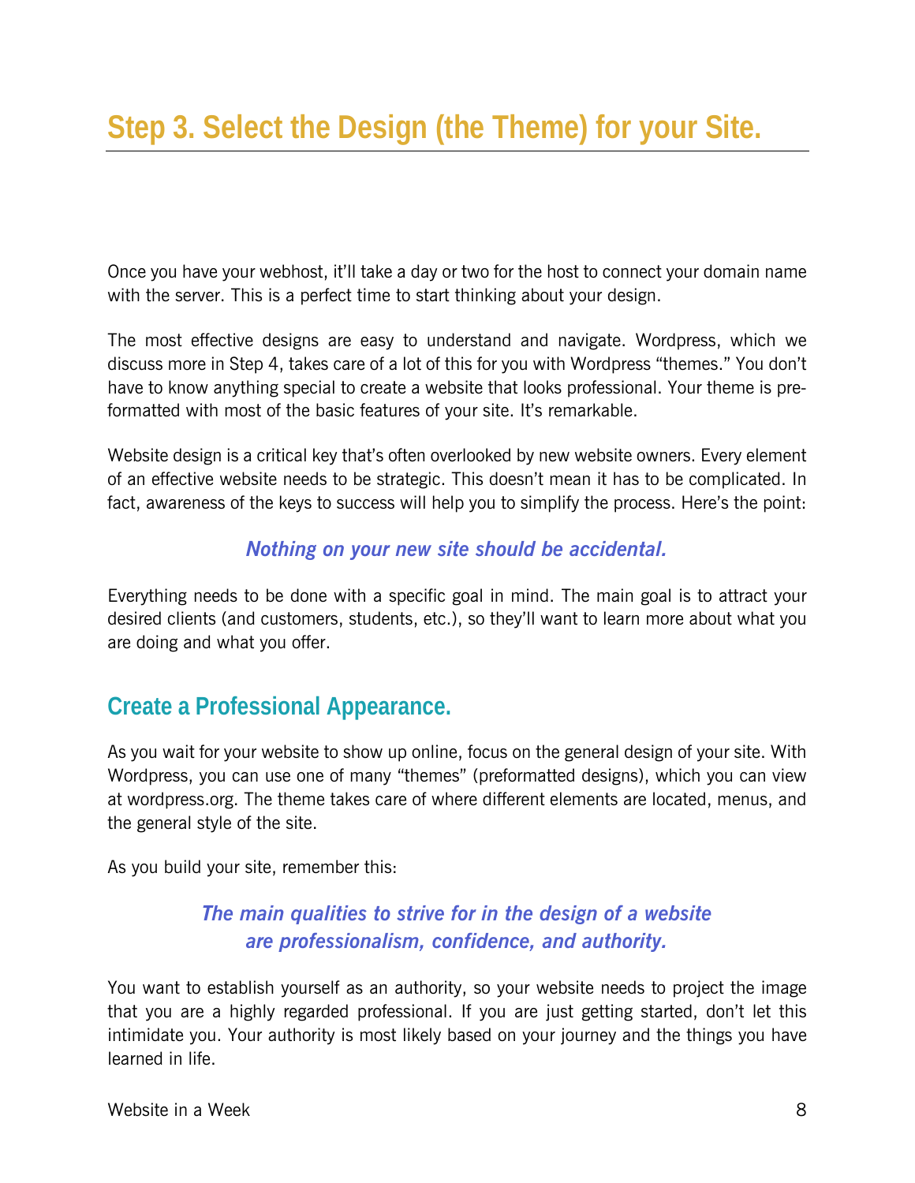# Step 3. Select the Design (the Theme) for your Site.

Once you have your webhost, it'll take a day or two for the host to connect your domain name with the server. This is a perfect time to start thinking about your design.

The most effective designs are easy to understand and navigate. Wordpress, which we discuss more in Step 4, takes care of a lot of this for you with Wordpress "themes." You don't have to know anything special to create a website that looks professional. Your theme is pre-formatted with most of the basic features of your site. It's remarkable.

Website design is a critical key that's often overlooked by new website owners. Every element of an effective website needs to be strategic. This doesn't mean it has to be complicated. In fact, awareness of the keys to success will help you to simplify the process. Here's the point:

***Nothing on your new site should be accidental.***

Everything needs to be done with a specific goal in mind. The main goal is to attract your desired clients (and customers, students, etc.), so they'll want to learn more about what you are doing and what you offer.

## Create a Professional Appearance.

As you wait for your website to show up online, focus on the general design of your site. With Wordpress, you can use one of many "themes" (preformatted designs), which you can view at wordpress.org. The theme takes care of where different elements are located, menus, and the general style of the site.

As you build your site, remember this:

***The main qualities to strive for in the design of a website are professionalism, confidence, and authority.***

You want to establish yourself as an authority, so your website needs to project the image that you are a highly regarded professional. If you are just getting started, don't let this intimidate you. Your authority is most likely based on your journey and the things you have learned in life.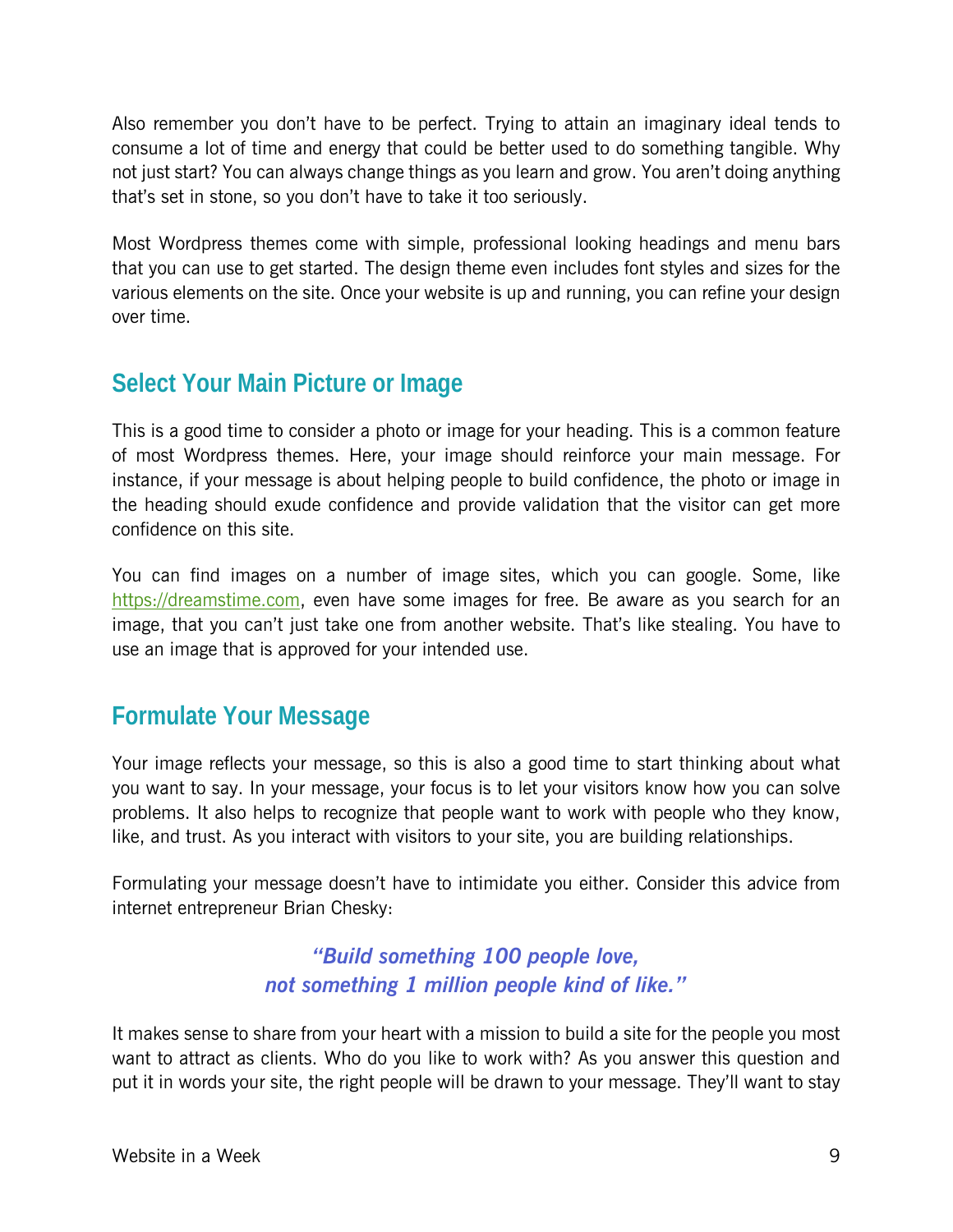Also remember you don't have to be perfect. Trying to attain an imaginary ideal tends to consume a lot of time and energy that could be better used to do something tangible. Why not just start? You can always change things as you learn and grow. You aren't doing anything that's set in stone, so you don't have to take it too seriously.

Most Wordpress themes come with simple, professional looking headings and menu bars that you can use to get started. The design theme even includes font styles and sizes for the various elements on the site. Once your website is up and running, you can refine your design over time.

## Select Your Main Picture or Image

This is a good time to consider a photo or image for your heading. This is a common feature of most Wordpress themes. Here, your image should reinforce your main message. For instance, if your message is about helping people to build confidence, the photo or image in the heading should exude confidence and provide validation that the visitor can get more confidence on this site.

You can find images on a number of image sites, which you can google. Some, like [https://dreamstime.com](https://dreamstime.com), even have some images for free. Be aware as you search for an image, that you can't just take one from another website. That's like stealing. You have to use an image that is approved for your intended use.

## Formulate Your Message

Your image reflects your message, so this is also a good time to start thinking about what you want to say. In your message, your focus is to let your visitors know how you can solve problems. It also helps to recognize that people want to work with people who they know, like, and trust. As you interact with visitors to your site, you are building relationships.

Formulating your message doesn't have to intimidate you either. Consider this advice from internet entrepreneur Brian Chesky:

> ***"Build something 100 people love,***
> ***not something 1 million people kind of like."***

It makes sense to share from your heart with a mission to build a site for the people you most want to attract as clients. Who do you like to work with? As you answer this question and put it in words your site, the right people will be drawn to your message. They'll want to stay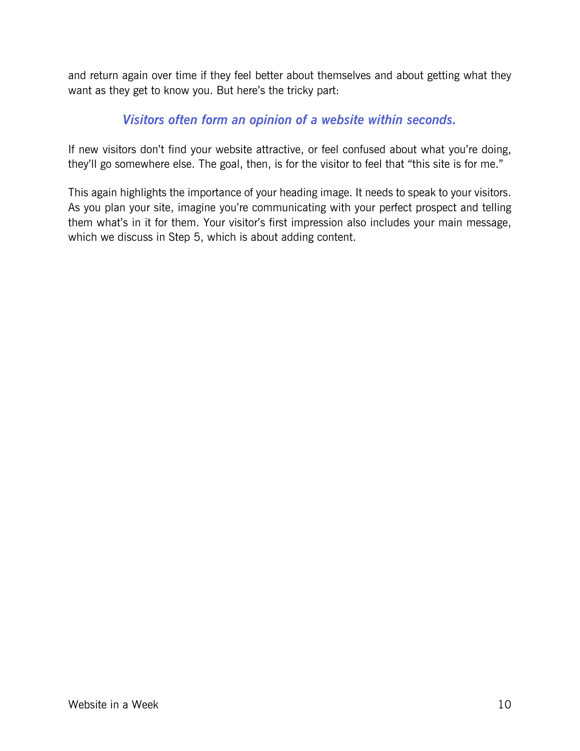and return again over time if they feel better about themselves and about getting what they want as they get to know you. But here's the tricky part:

***Visitors often form an opinion of a website within seconds.***

If new visitors don't find your website attractive, or feel confused about what you're doing, they'll go somewhere else. The goal, then, is for the visitor to feel that "this site is for me."

This again highlights the importance of your heading image. It needs to speak to your visitors. As you plan your site, imagine you're communicating with your perfect prospect and telling them what's in it for them. Your visitor's first impression also includes your main message, which we discuss in Step 5, which is about adding content.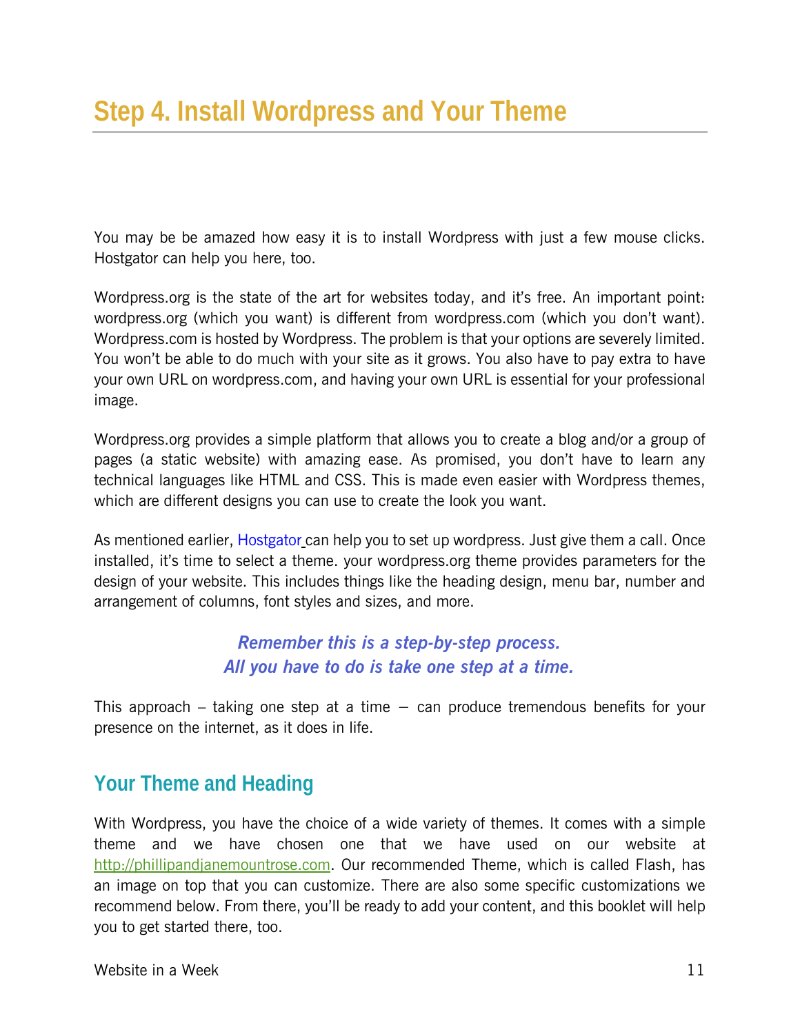# Step 4. Install Wordpress and Your Theme

You may be be amazed how easy it is to install Wordpress with just a few mouse clicks. Hostgator can help you here, too.

Wordpress.org is the state of the art for websites today, and it's free. An important point: wordpress.org (which you want) is different from wordpress.com (which you don't want). Wordpress.com is hosted by Wordpress. The problem is that your options are severely limited. You won't be able to do much with your site as it grows. You also have to pay extra to have your own URL on wordpress.com, and having your own URL is essential for your professional image.

Wordpress.org provides a simple platform that allows you to create a blog and/or a group of pages (a static website) with amazing ease. As promised, you don't have to learn any technical languages like HTML and CSS. This is made even easier with Wordpress themes, which are different designs you can use to create the look you want.

As mentioned earlier, Hostgator can help you to set up wordpress. Just give them a call. Once installed, it's time to select a theme. your wordpress.org theme provides parameters for the design of your website. This includes things like the heading design, menu bar, number and arrangement of columns, font styles and sizes, and more.

***Remember this is a step-by-step process.***
***All you have to do is take one step at a time.***

This approach – taking one step at a time – can produce tremendous benefits for your presence on the internet, as it does in life.

## Your Theme and Heading

With Wordpress, you have the choice of a wide variety of themes. It comes with a simple theme and we have chosen one that we have used on our website at http://phillipandjanemountrose.com. Our recommended Theme, which is called Flash, has an image on top that you can customize. There are also some specific customizations we recommend below. From there, you'll be ready to add your content, and this booklet will help you to get started there, too.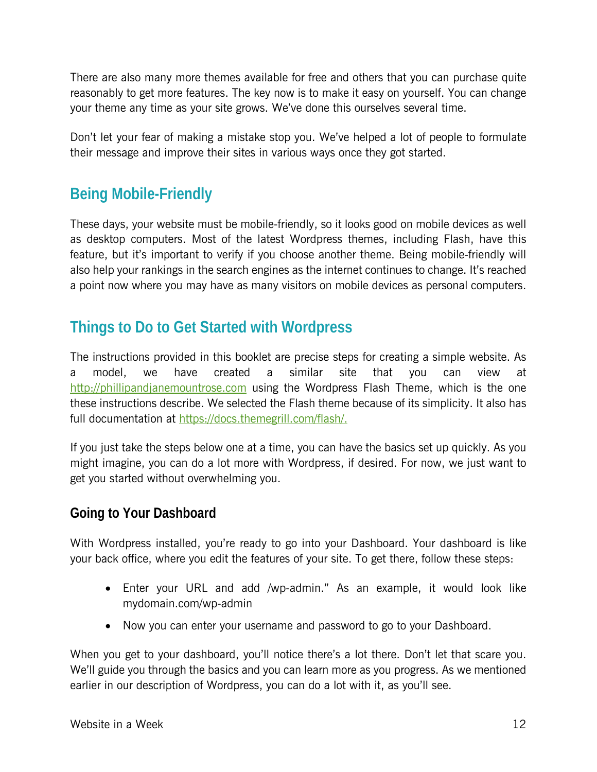There are also many more themes available for free and others that you can purchase quite reasonably to get more features. The key now is to make it easy on yourself. You can change your theme any time as your site grows. We've done this ourselves several time.

Don't let your fear of making a mistake stop you. We've helped a lot of people to formulate their message and improve their sites in various ways once they got started.

## Being Mobile-Friendly

These days, your website must be mobile-friendly, so it looks good on mobile devices as well as desktop computers. Most of the latest Wordpress themes, including Flash, have this feature, but it's important to verify if you choose another theme. Being mobile-friendly will also help your rankings in the search engines as the internet continues to change. It's reached a point now where you may have as many visitors on mobile devices as personal computers.

## Things to Do to Get Started with Wordpress

The instructions provided in this booklet are precise steps for creating a simple website. As a model, we have created a similar site that you can view at http://phillipandjanemountrose.com using the Wordpress Flash Theme, which is the one these instructions describe. We selected the Flash theme because of its simplicity. It also has full documentation at https://docs.themegrill.com/flash/.

If you just take the steps below one at a time, you can have the basics set up quickly. As you might imagine, you can do a lot more with Wordpress, if desired. For now, we just want to get you started without overwhelming you.

### Going to Your Dashboard

With Wordpress installed, you're ready to go into your Dashboard. Your dashboard is like your back office, where you edit the features of your site. To get there, follow these steps:

- Enter your URL and add /wp-admin." As an example, it would look like mydomain.com/wp-admin
- Now you can enter your username and password to go to your Dashboard.

When you get to your dashboard, you'll notice there's a lot there. Don't let that scare you. We'll guide you through the basics and you can learn more as you progress. As we mentioned earlier in our description of Wordpress, you can do a lot with it, as you'll see.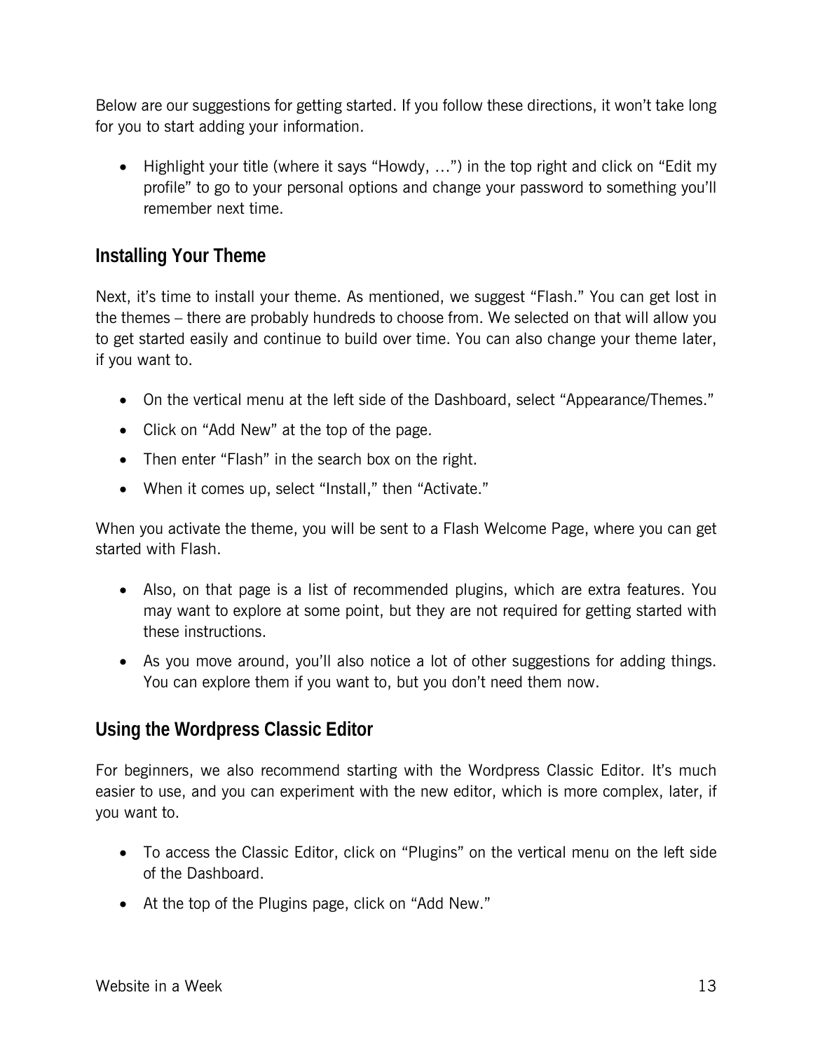Below are our suggestions for getting started. If you follow these directions, it won't take long for you to start adding your information.

- Highlight your title (where it says "Howdy, …") in the top right and click on "Edit my profile" to go to your personal options and change your password to something you'll remember next time.

## Installing Your Theme

Next, it's time to install your theme. As mentioned, we suggest "Flash." You can get lost in the themes – there are probably hundreds to choose from. We selected on that will allow you to get started easily and continue to build over time. You can also change your theme later, if you want to.

- On the vertical menu at the left side of the Dashboard, select "Appearance/Themes."
- Click on "Add New" at the top of the page.
- Then enter "Flash" in the search box on the right.
- When it comes up, select "Install," then "Activate."

When you activate the theme, you will be sent to a Flash Welcome Page, where you can get started with Flash.

- Also, on that page is a list of recommended plugins, which are extra features. You may want to explore at some point, but they are not required for getting started with these instructions.
- As you move around, you'll also notice a lot of other suggestions for adding things. You can explore them if you want to, but you don't need them now.

## Using the Wordpress Classic Editor

For beginners, we also recommend starting with the Wordpress Classic Editor. It's much easier to use, and you can experiment with the new editor, which is more complex, later, if you want to.

- To access the Classic Editor, click on "Plugins" on the vertical menu on the left side of the Dashboard.
- At the top of the Plugins page, click on "Add New."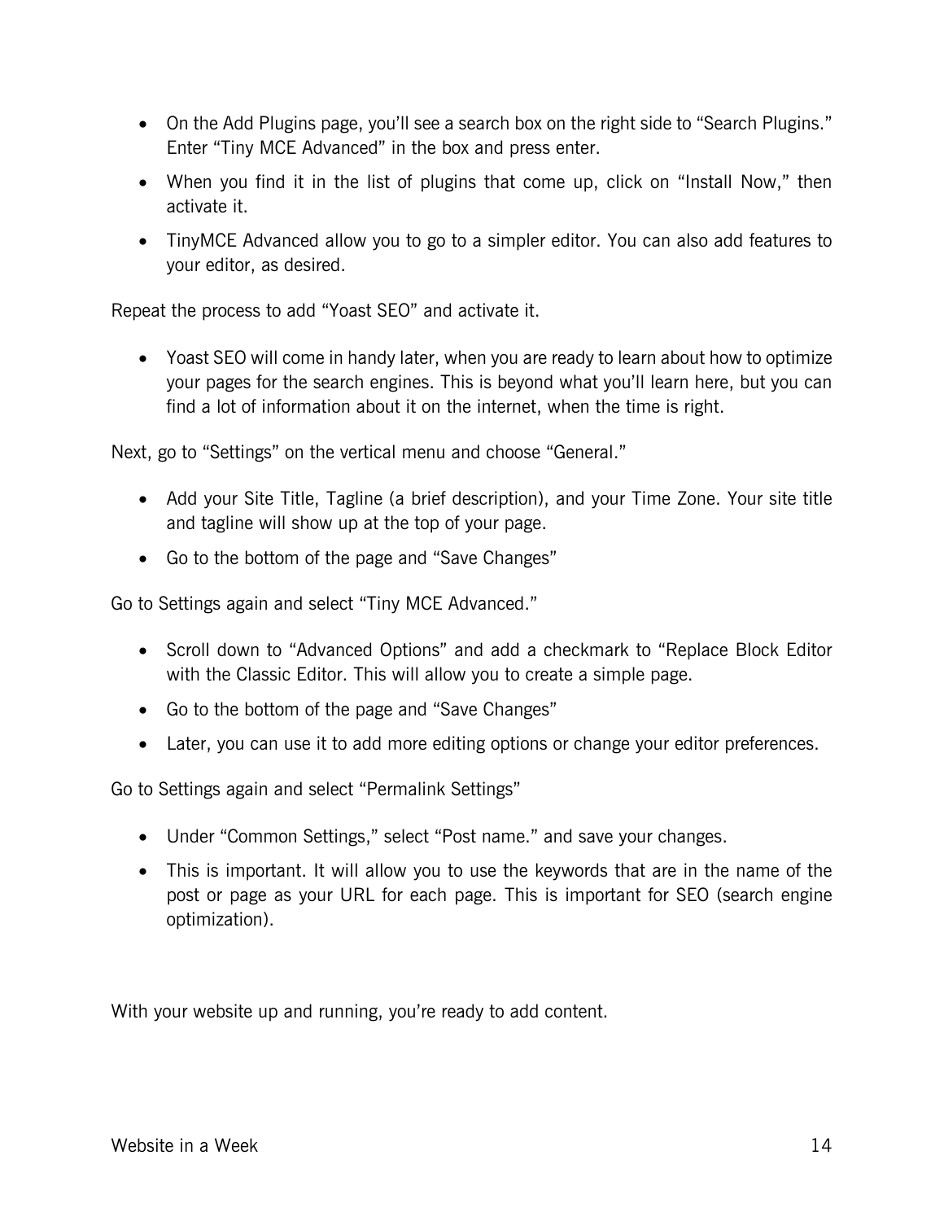- On the Add Plugins page, you'll see a search box on the right side to "Search Plugins." Enter "Tiny MCE Advanced" in the box and press enter.
- When you find it in the list of plugins that come up, click on "Install Now," then activate it.
- TinyMCE Advanced allow you to go to a simpler editor. You can also add features to your editor, as desired.

Repeat the process to add "Yoast SEO" and activate it.

- Yoast SEO will come in handy later, when you are ready to learn about how to optimize your pages for the search engines. This is beyond what you'll learn here, but you can find a lot of information about it on the internet, when the time is right.

Next, go to "Settings" on the vertical menu and choose "General."

- Add your Site Title, Tagline (a brief description), and your Time Zone. Your site title and tagline will show up at the top of your page.
- Go to the bottom of the page and "Save Changes"

Go to Settings again and select "Tiny MCE Advanced."

- Scroll down to "Advanced Options" and add a checkmark to "Replace Block Editor with the Classic Editor. This will allow you to create a simple page.
- Go to the bottom of the page and "Save Changes"
- Later, you can use it to add more editing options or change your editor preferences.

Go to Settings again and select "Permalink Settings"

- Under "Common Settings," select "Post name." and save your changes.
- This is important. It will allow you to use the keywords that are in the name of the post or page as your URL for each page. This is important for SEO (search engine optimization).

With your website up and running, you're ready to add content.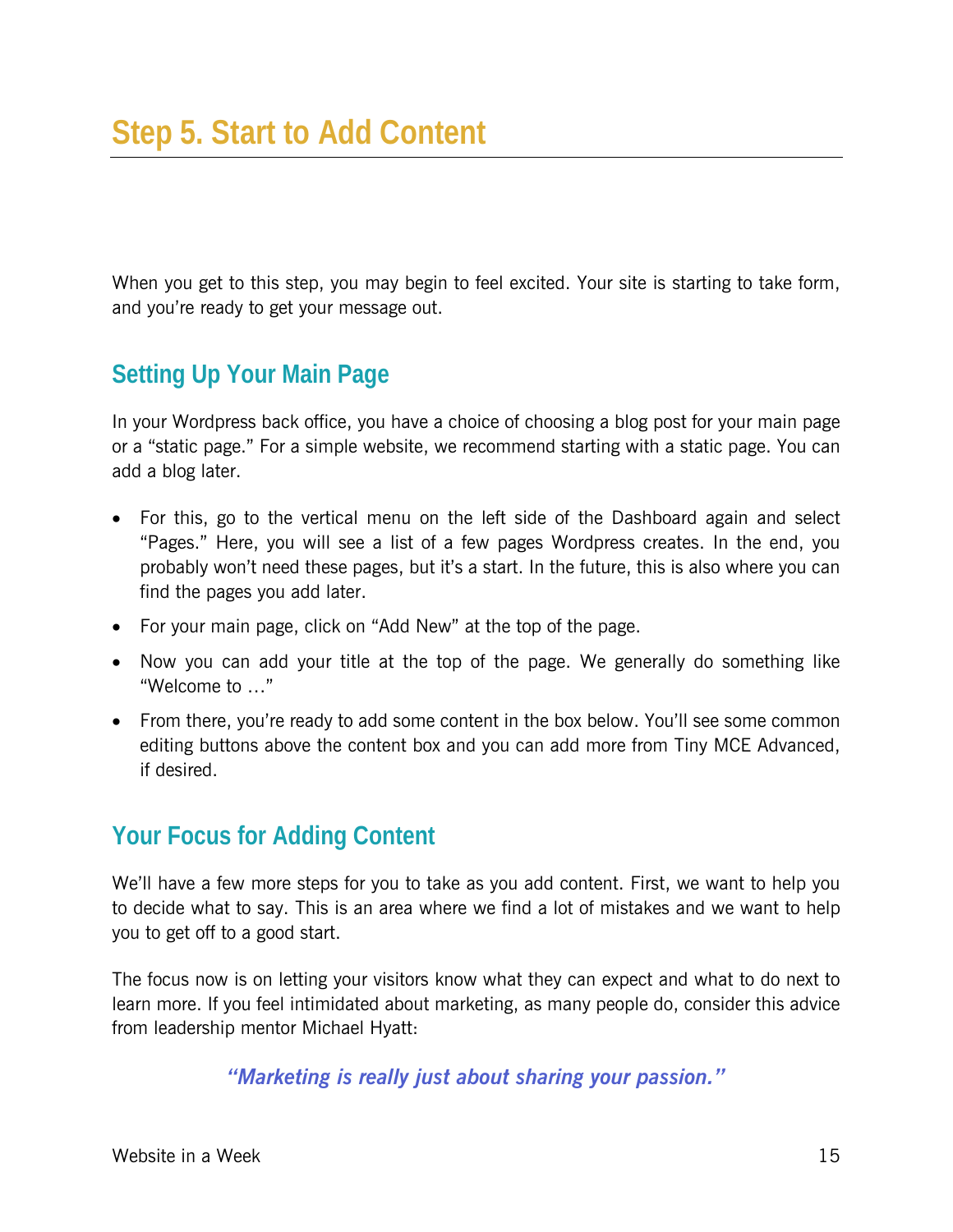# Step 5. Start to Add Content

When you get to this step, you may begin to feel excited. Your site is starting to take form, and you're ready to get your message out.

## Setting Up Your Main Page

In your Wordpress back office, you have a choice of choosing a blog post for your main page or a "static page." For a simple website, we recommend starting with a static page. You can add a blog later.

- For this, go to the vertical menu on the left side of the Dashboard again and select "Pages." Here, you will see a list of a few pages Wordpress creates. In the end, you probably won't need these pages, but it's a start. In the future, this is also where you can find the pages you add later.
- For your main page, click on "Add New" at the top of the page.
- Now you can add your title at the top of the page. We generally do something like "Welcome to …"
- From there, you're ready to add some content in the box below. You'll see some common editing buttons above the content box and you can add more from Tiny MCE Advanced, if desired.

## Your Focus for Adding Content

We'll have a few more steps for you to take as you add content. First, we want to help you to decide what to say. This is an area where we find a lot of mistakes and we want to help you to get off to a good start.

The focus now is on letting your visitors know what they can expect and what to do next to learn more. If you feel intimidated about marketing, as many people do, consider this advice from leadership mentor Michael Hyatt:

***"Marketing is really just about sharing your passion."***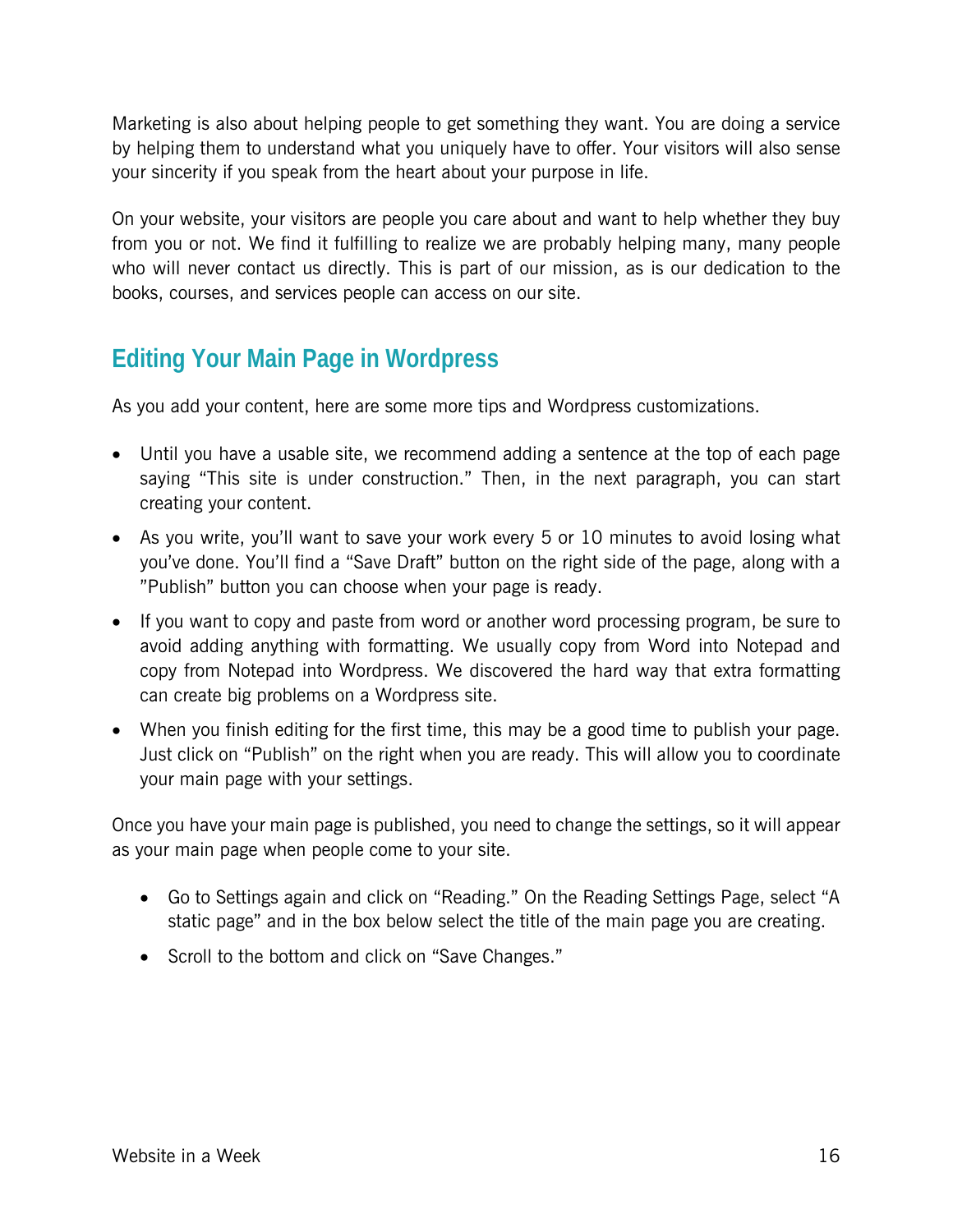Marketing is also about helping people to get something they want. You are doing a service by helping them to understand what you uniquely have to offer. Your visitors will also sense your sincerity if you speak from the heart about your purpose in life.

On your website, your visitors are people you care about and want to help whether they buy from you or not. We find it fulfilling to realize we are probably helping many, many people who will never contact us directly. This is part of our mission, as is our dedication to the books, courses, and services people can access on our site.

## Editing Your Main Page in Wordpress

As you add your content, here are some more tips and Wordpress customizations.

- Until you have a usable site, we recommend adding a sentence at the top of each page saying "This site is under construction." Then, in the next paragraph, you can start creating your content.
- As you write, you'll want to save your work every 5 or 10 minutes to avoid losing what you've done. You'll find a "Save Draft" button on the right side of the page, along with a "Publish" button you can choose when your page is ready.
- If you want to copy and paste from word or another word processing program, be sure to avoid adding anything with formatting. We usually copy from Word into Notepad and copy from Notepad into Wordpress. We discovered the hard way that extra formatting can create big problems on a Wordpress site.
- When you finish editing for the first time, this may be a good time to publish your page. Just click on "Publish" on the right when you are ready. This will allow you to coordinate your main page with your settings.

Once you have your main page is published, you need to change the settings, so it will appear as your main page when people come to your site.

- Go to Settings again and click on "Reading." On the Reading Settings Page, select "A static page" and in the box below select the title of the main page you are creating.
- Scroll to the bottom and click on "Save Changes."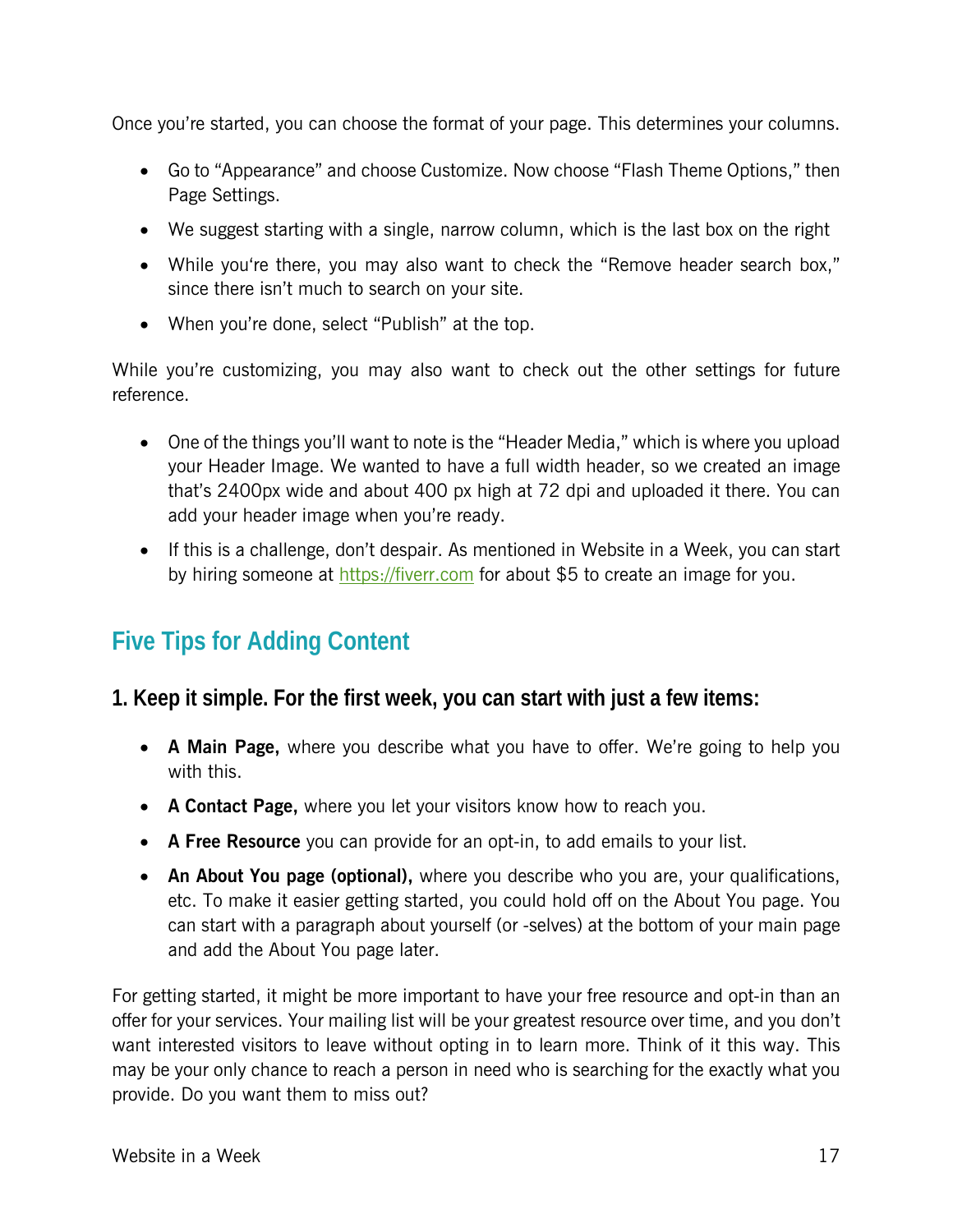Once you're started, you can choose the format of your page. This determines your columns.

- Go to "Appearance" and choose Customize. Now choose "Flash Theme Options," then Page Settings.
- We suggest starting with a single, narrow column, which is the last box on the right
- While you're there, you may also want to check the "Remove header search box," since there isn't much to search on your site.
- When you're done, select "Publish" at the top.

While you're customizing, you may also want to check out the other settings for future reference.

- One of the things you'll want to note is the "Header Media," which is where you upload your Header Image. We wanted to have a full width header, so we created an image that's 2400px wide and about 400 px high at 72 dpi and uploaded it there. You can add your header image when you're ready.
- If this is a challenge, don't despair. As mentioned in Website in a Week, you can start by hiring someone at https://fiverr.com for about $5 to create an image for you.

## Five Tips for Adding Content

### 1. Keep it simple. For the first week, you can start with just a few items:

- **A Main Page,** where you describe what you have to offer. We're going to help you with this.
- **A Contact Page,** where you let your visitors know how to reach you.
- **A Free Resource** you can provide for an opt-in, to add emails to your list.
- **An About You page (optional),** where you describe who you are, your qualifications, etc. To make it easier getting started, you could hold off on the About You page. You can start with a paragraph about yourself (or -selves) at the bottom of your main page and add the About You page later.

For getting started, it might be more important to have your free resource and opt-in than an offer for your services. Your mailing list will be your greatest resource over time, and you don't want interested visitors to leave without opting in to learn more. Think of it this way. This may be your only chance to reach a person in need who is searching for the exactly what you provide. Do you want them to miss out?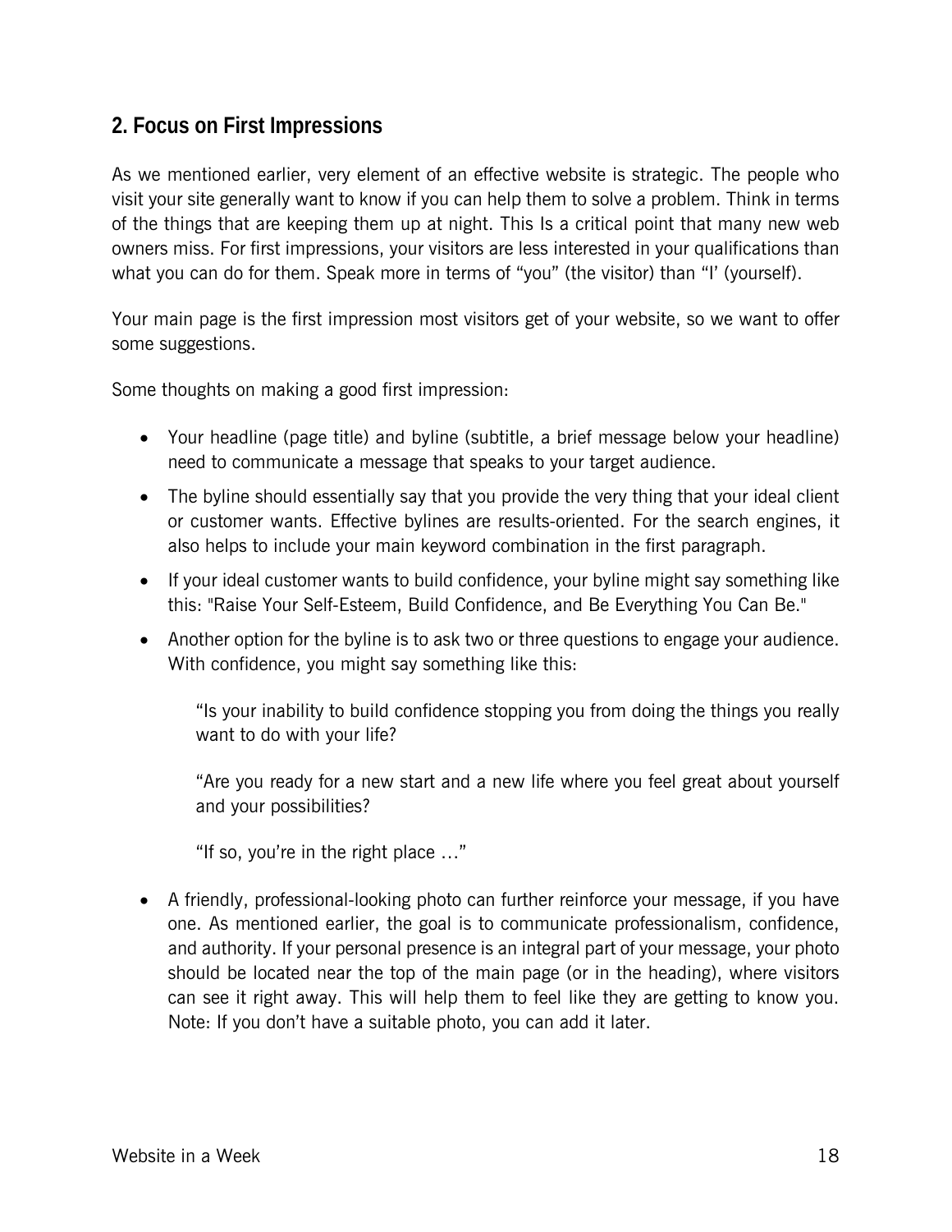## 2. Focus on First Impressions

As we mentioned earlier, very element of an effective website is strategic. The people who visit your site generally want to know if you can help them to solve a problem. Think in terms of the things that are keeping them up at night. This Is a critical point that many new web owners miss. For first impressions, your visitors are less interested in your qualifications than what you can do for them. Speak more in terms of "you" (the visitor) than "I' (yourself).

Your main page is the first impression most visitors get of your website, so we want to offer some suggestions.

Some thoughts on making a good first impression:

- Your headline (page title) and byline (subtitle, a brief message below your headline) need to communicate a message that speaks to your target audience.
- The byline should essentially say that you provide the very thing that your ideal client or customer wants. Effective bylines are results-oriented. For the search engines, it also helps to include your main keyword combination in the first paragraph.
- If your ideal customer wants to build confidence, your byline might say something like this: "Raise Your Self-Esteem, Build Confidence, and Be Everything You Can Be."
- Another option for the byline is to ask two or three questions to engage your audience. With confidence, you might say something like this:

  "Is your inability to build confidence stopping you from doing the things you really want to do with your life?

  "Are you ready for a new start and a new life where you feel great about yourself and your possibilities?

  "If so, you're in the right place …"

- A friendly, professional-looking photo can further reinforce your message, if you have one. As mentioned earlier, the goal is to communicate professionalism, confidence, and authority. If your personal presence is an integral part of your message, your photo should be located near the top of the main page (or in the heading), where visitors can see it right away. This will help them to feel like they are getting to know you. Note: If you don't have a suitable photo, you can add it later.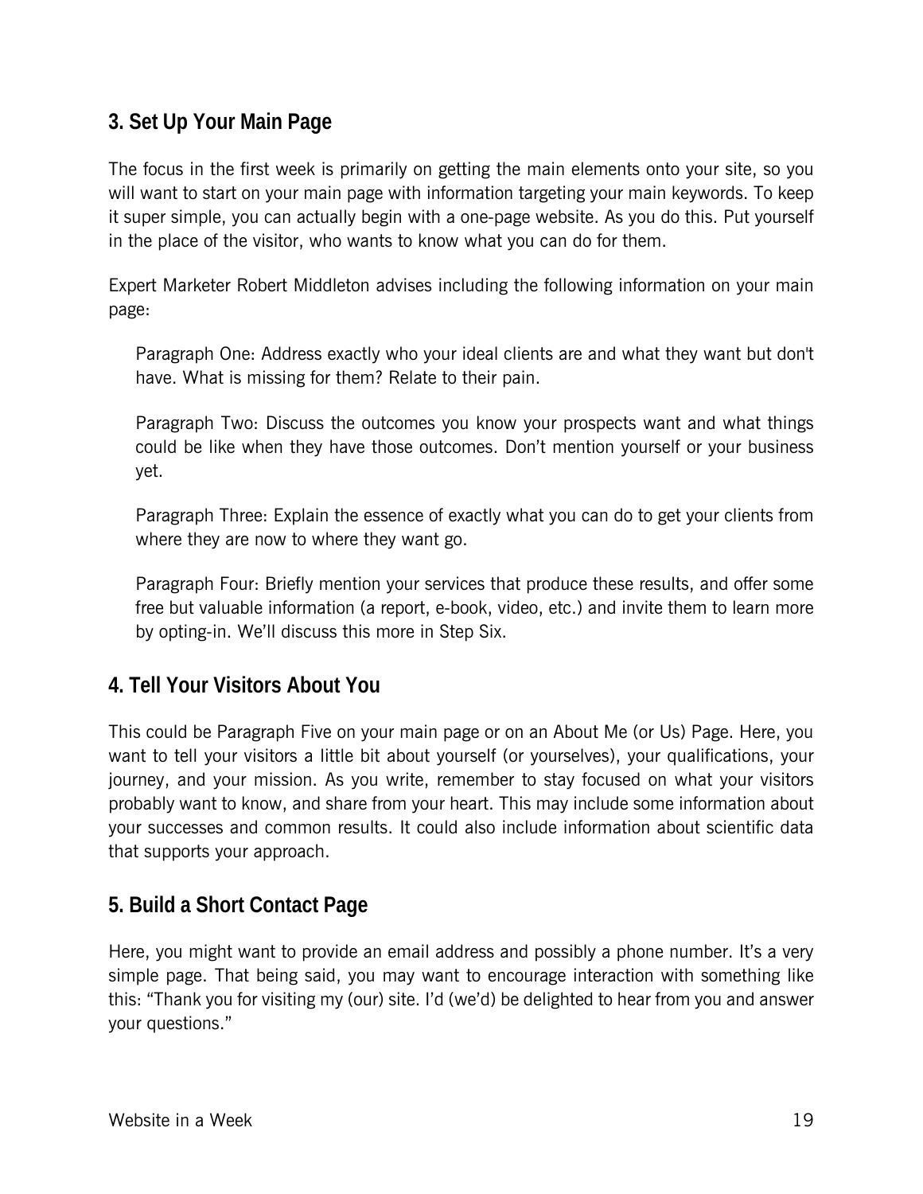## 3. Set Up Your Main Page

The focus in the first week is primarily on getting the main elements onto your site, so you will want to start on your main page with information targeting your main keywords. To keep it super simple, you can actually begin with a one-page website. As you do this. Put yourself in the place of the visitor, who wants to know what you can do for them.

Expert Marketer Robert Middleton advises including the following information on your main page:

> Paragraph One: Address exactly who your ideal clients are and what they want but don't have. What is missing for them? Relate to their pain.
>
> Paragraph Two: Discuss the outcomes you know your prospects want and what things could be like when they have those outcomes. Don't mention yourself or your business yet.
>
> Paragraph Three: Explain the essence of exactly what you can do to get your clients from where they are now to where they want go.
>
> Paragraph Four: Briefly mention your services that produce these results, and offer some free but valuable information (a report, e-book, video, etc.) and invite them to learn more by opting-in. We'll discuss this more in Step Six.

## 4. Tell Your Visitors About You

This could be Paragraph Five on your main page or on an About Me (or Us) Page. Here, you want to tell your visitors a little bit about yourself (or yourselves), your qualifications, your journey, and your mission. As you write, remember to stay focused on what your visitors probably want to know, and share from your heart. This may include some information about your successes and common results. It could also include information about scientific data that supports your approach.

## 5. Build a Short Contact Page

Here, you might want to provide an email address and possibly a phone number. It's a very simple page. That being said, you may want to encourage interaction with something like this: "Thank you for visiting my (our) site. I'd (we'd) be delighted to hear from you and answer your questions."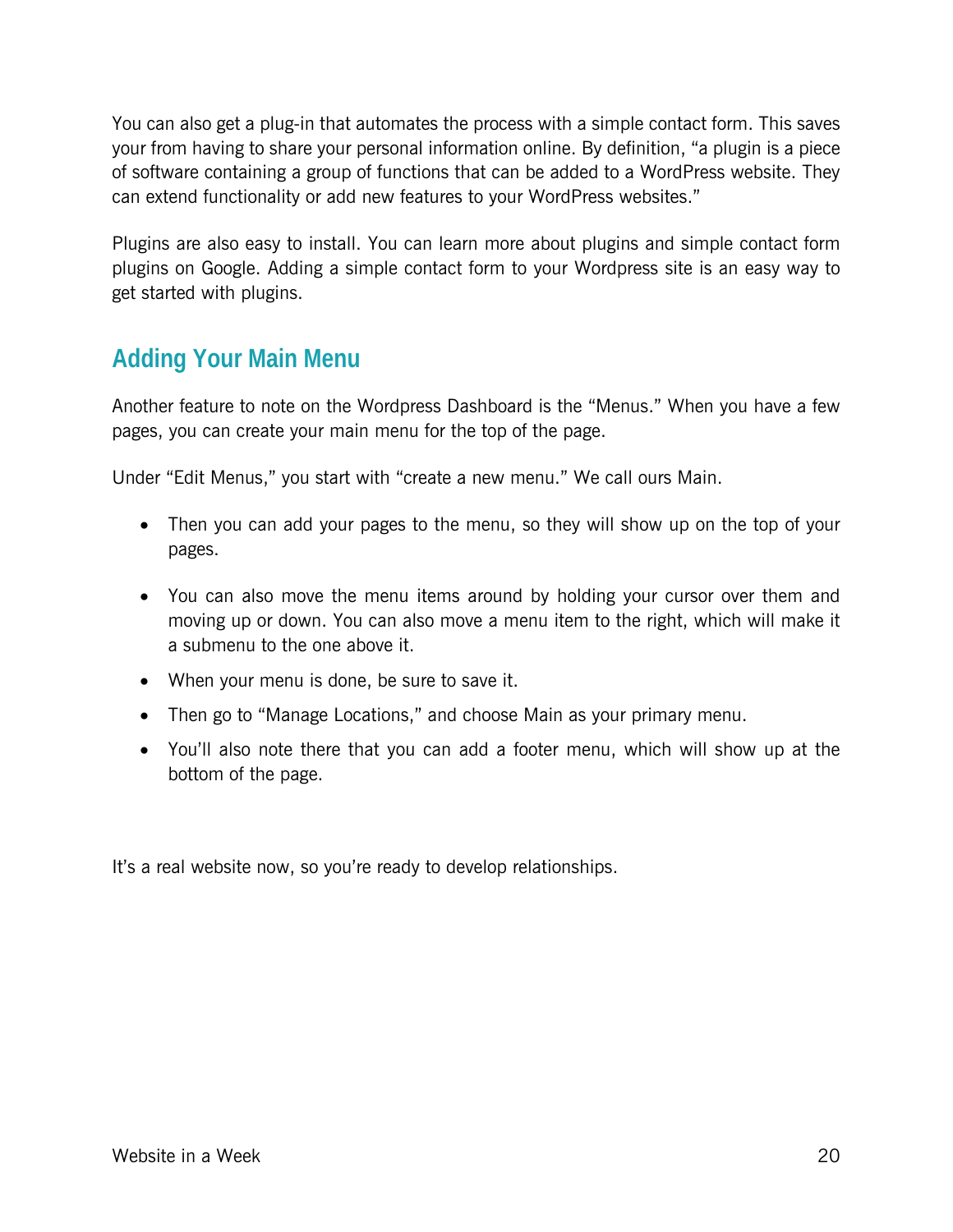You can also get a plug-in that automates the process with a simple contact form. This saves your from having to share your personal information online. By definition, “a plugin is a piece of software containing a group of functions that can be added to a WordPress website. They can extend functionality or add new features to your WordPress websites.”

Plugins are also easy to install. You can learn more about plugins and simple contact form plugins on Google. Adding a simple contact form to your Wordpress site is an easy way to get started with plugins.

## Adding Your Main Menu

Another feature to note on the Wordpress Dashboard is the “Menus.” When you have a few pages, you can create your main menu for the top of the page.

Under “Edit Menus,” you start with “create a new menu.” We call ours Main.

- Then you can add your pages to the menu, so they will show up on the top of your pages.
- You can also move the menu items around by holding your cursor over them and moving up or down. You can also move a menu item to the right, which will make it a submenu to the one above it.
- When your menu is done, be sure to save it.
- Then go to “Manage Locations,” and choose Main as your primary menu.
- You’ll also note there that you can add a footer menu, which will show up at the bottom of the page.

It’s a real website now, so you’re ready to develop relationships.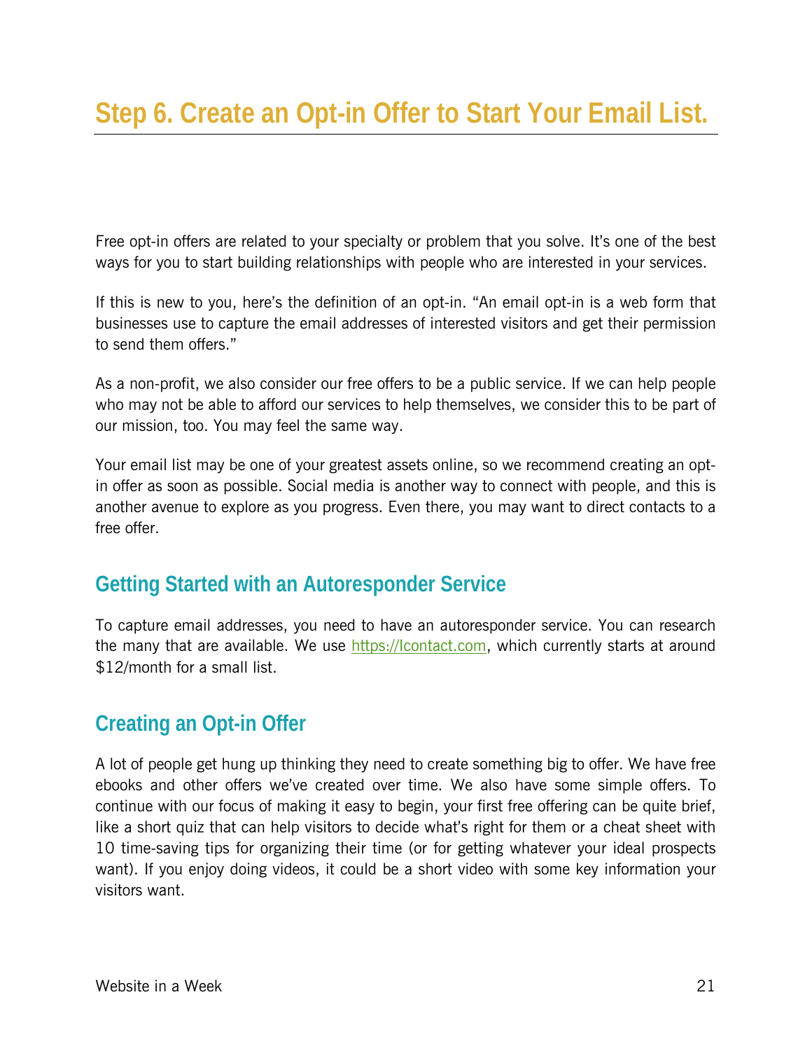# Step 6. Create an Opt-in Offer to Start Your Email List.

Free opt-in offers are related to your specialty or problem that you solve. It's one of the best ways for you to start building relationships with people who are interested in your services.

If this is new to you, here's the definition of an opt-in. "An email opt-in is a web form that businesses use to capture the email addresses of interested visitors and get their permission to send them offers."

As a non-profit, we also consider our free offers to be a public service. If we can help people who may not be able to afford our services to help themselves, we consider this to be part of our mission, too. You may feel the same way.

Your email list may be one of your greatest assets online, so we recommend creating an opt-in offer as soon as possible. Social media is another way to connect with people, and this is another avenue to explore as you progress. Even there, you may want to direct contacts to a free offer.

## Getting Started with an Autoresponder Service

To capture email addresses, you need to have an autoresponder service. You can research the many that are available. We use https://1contact.com, which currently starts at around $12/month for a small list.

## Creating an Opt-in Offer

A lot of people get hung up thinking they need to create something big to offer. We have free ebooks and other offers we've created over time. We also have some simple offers. To continue with our focus of making it easy to begin, your first free offering can be quite brief, like a short quiz that can help visitors to decide what's right for them or a cheat sheet with 10 time-saving tips for organizing their time (or for getting whatever your ideal prospects want). If you enjoy doing videos, it could be a short video with some key information your visitors want.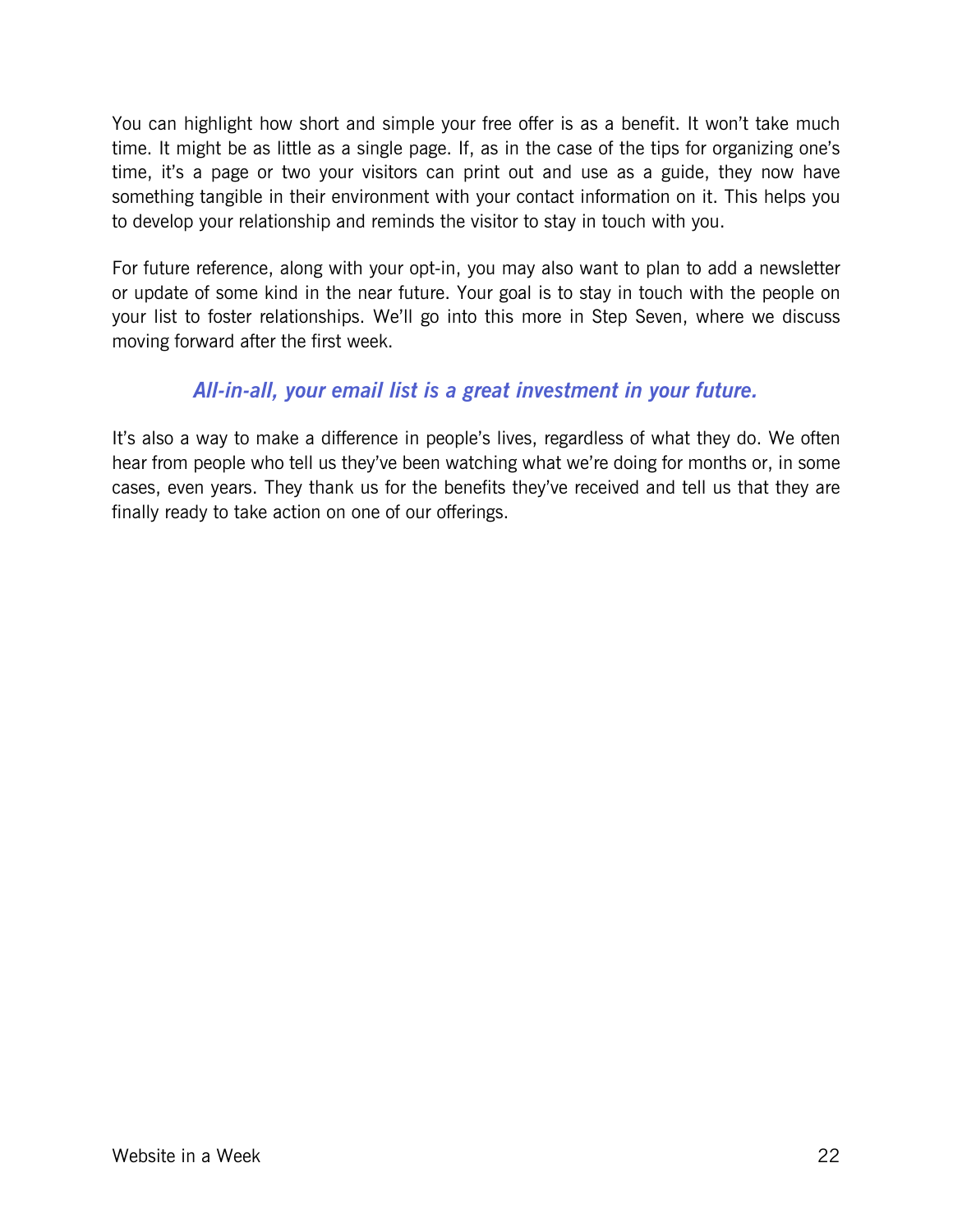You can highlight how short and simple your free offer is as a benefit. It won't take much time. It might be as little as a single page. If, as in the case of the tips for organizing one's time, it's a page or two your visitors can print out and use as a guide, they now have something tangible in their environment with your contact information on it. This helps you to develop your relationship and reminds the visitor to stay in touch with you.

For future reference, along with your opt-in, you may also want to plan to add a newsletter or update of some kind in the near future. Your goal is to stay in touch with the people on your list to foster relationships. We'll go into this more in Step Seven, where we discuss moving forward after the first week.

***All-in-all, your email list is a great investment in your future.***

It's also a way to make a difference in people's lives, regardless of what they do. We often hear from people who tell us they've been watching what we're doing for months or, in some cases, even years. They thank us for the benefits they've received and tell us that they are finally ready to take action on one of our offerings.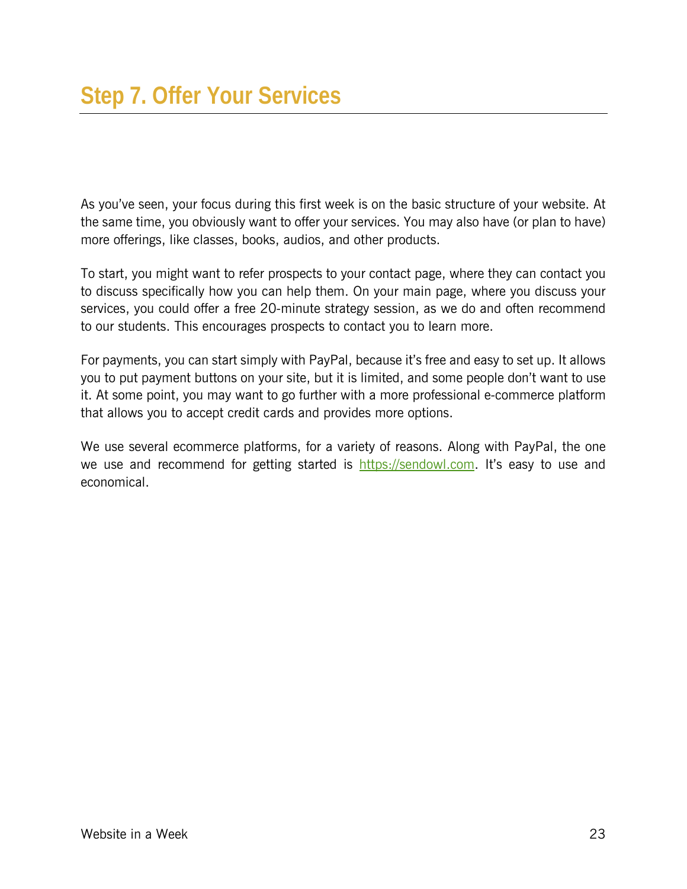# Step 7. Offer Your Services

As you've seen, your focus during this first week is on the basic structure of your website. At the same time, you obviously want to offer your services. You may also have (or plan to have) more offerings, like classes, books, audios, and other products.

To start, you might want to refer prospects to your contact page, where they can contact you to discuss specifically how you can help them. On your main page, where you discuss your services, you could offer a free 20-minute strategy session, as we do and often recommend to our students. This encourages prospects to contact you to learn more.

For payments, you can start simply with PayPal, because it's free and easy to set up. It allows you to put payment buttons on your site, but it is limited, and some people don't want to use it. At some point, you may want to go further with a more professional e-commerce platform that allows you to accept credit cards and provides more options.

We use several ecommerce platforms, for a variety of reasons. Along with PayPal, the one we use and recommend for getting started is [https://sendowl.com](https://sendowl.com). It's easy to use and economical.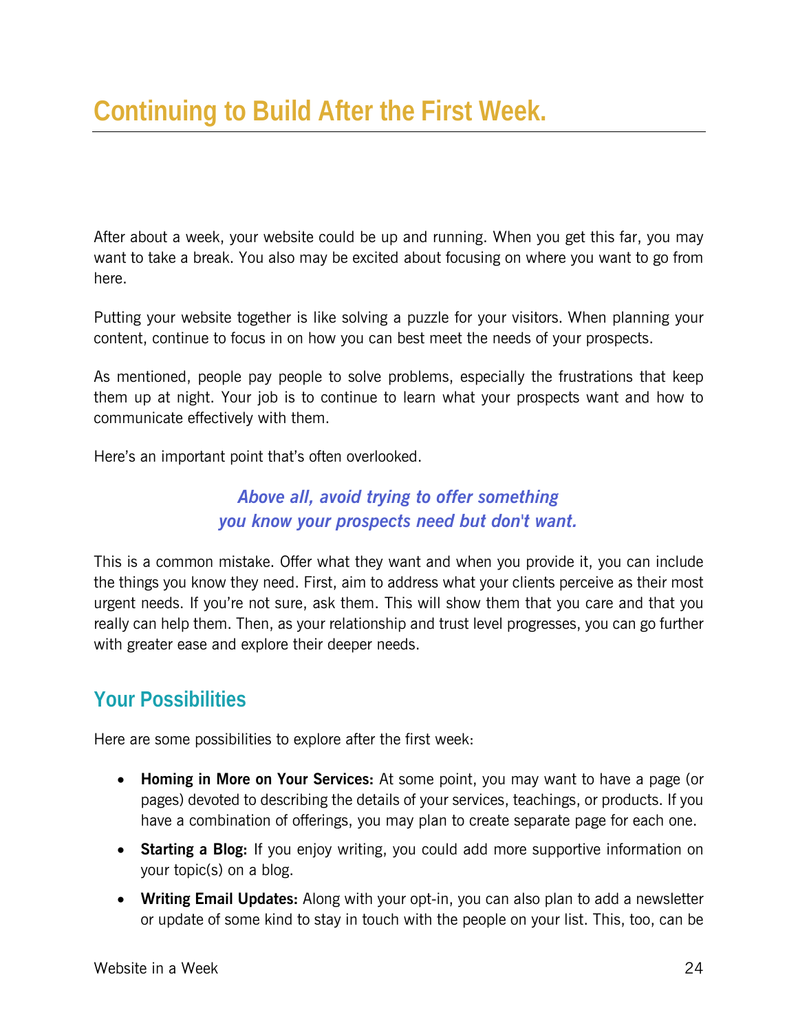# Continuing to Build After the First Week.

After about a week, your website could be up and running. When you get this far, you may want to take a break. You also may be excited about focusing on where you want to go from here.

Putting your website together is like solving a puzzle for your visitors. When planning your content, continue to focus in on how you can best meet the needs of your prospects.

As mentioned, people pay people to solve problems, especially the frustrations that keep them up at night. Your job is to continue to learn what your prospects want and how to communicate effectively with them.

Here's an important point that's often overlooked.

***Above all, avoid trying to offer something you know your prospects need but don't want.***

This is a common mistake. Offer what they want and when you provide it, you can include the things you know they need. First, aim to address what your clients perceive as their most urgent needs. If you're not sure, ask them. This will show them that you care and that you really can help them. Then, as your relationship and trust level progresses, you can go further with greater ease and explore their deeper needs.

## Your Possibilities

Here are some possibilities to explore after the first week:

- **Homing in More on Your Services:** At some point, you may want to have a page (or pages) devoted to describing the details of your services, teachings, or products. If you have a combination of offerings, you may plan to create separate page for each one.
- **Starting a Blog:** If you enjoy writing, you could add more supportive information on your topic(s) on a blog.
- **Writing Email Updates:** Along with your opt-in, you can also plan to add a newsletter or update of some kind to stay in touch with the people on your list. This, too, can be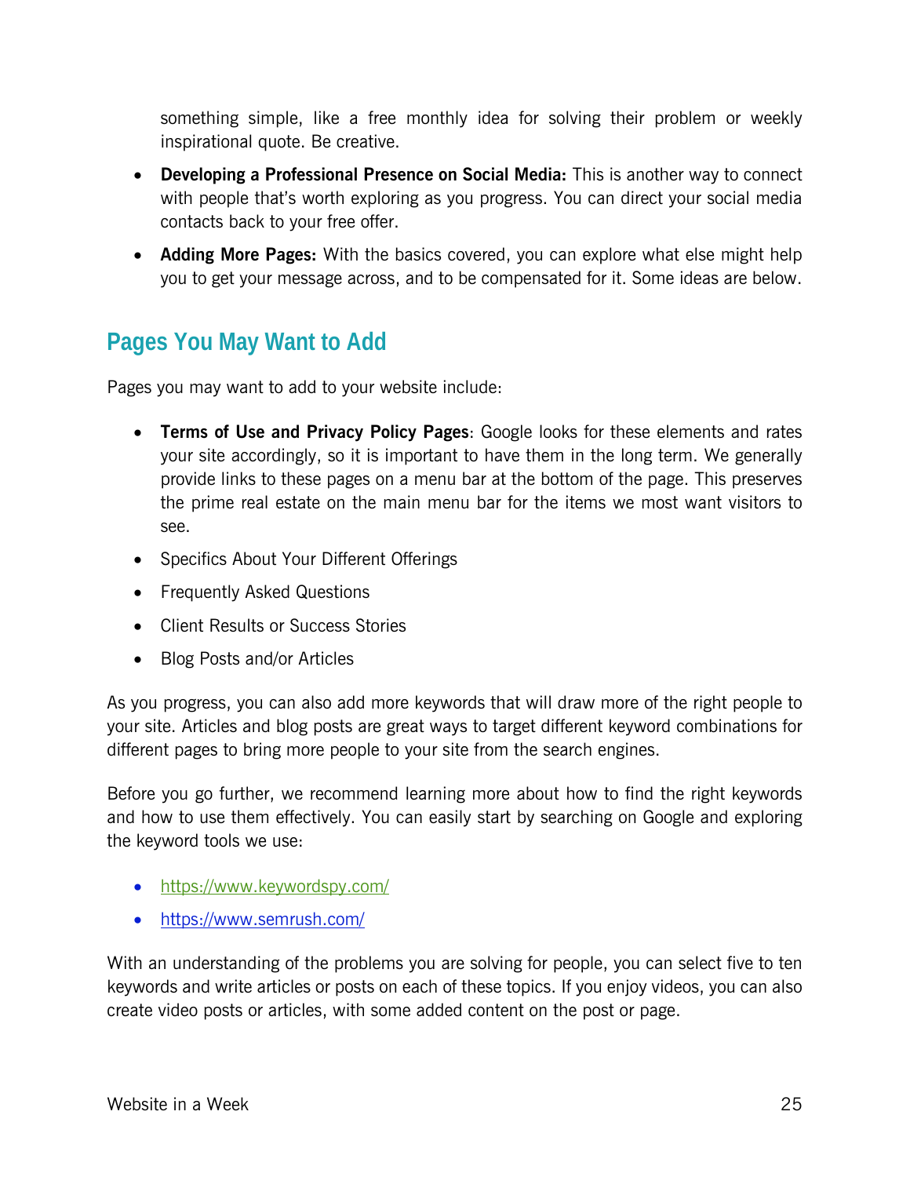something simple, like a free monthly idea for solving their problem or weekly inspirational quote. Be creative.

- **Developing a Professional Presence on Social Media:** This is another way to connect with people that's worth exploring as you progress. You can direct your social media contacts back to your free offer.
- **Adding More Pages:** With the basics covered, you can explore what else might help you to get your message across, and to be compensated for it. Some ideas are below.

## Pages You May Want to Add

Pages you may want to add to your website include:

- **Terms of Use and Privacy Policy Pages**: Google looks for these elements and rates your site accordingly, so it is important to have them in the long term. We generally provide links to these pages on a menu bar at the bottom of the page. This preserves the prime real estate on the main menu bar for the items we most want visitors to see.
- Specifics About Your Different Offerings
- Frequently Asked Questions
- Client Results or Success Stories
- Blog Posts and/or Articles

As you progress, you can also add more keywords that will draw more of the right people to your site. Articles and blog posts are great ways to target different keyword combinations for different pages to bring more people to your site from the search engines.

Before you go further, we recommend learning more about how to find the right keywords and how to use them effectively. You can easily start by searching on Google and exploring the keyword tools we use:

- https://www.keywordspy.com/
- https://www.semrush.com/

With an understanding of the problems you are solving for people, you can select five to ten keywords and write articles or posts on each of these topics. If you enjoy videos, you can also create video posts or articles, with some added content on the post or page.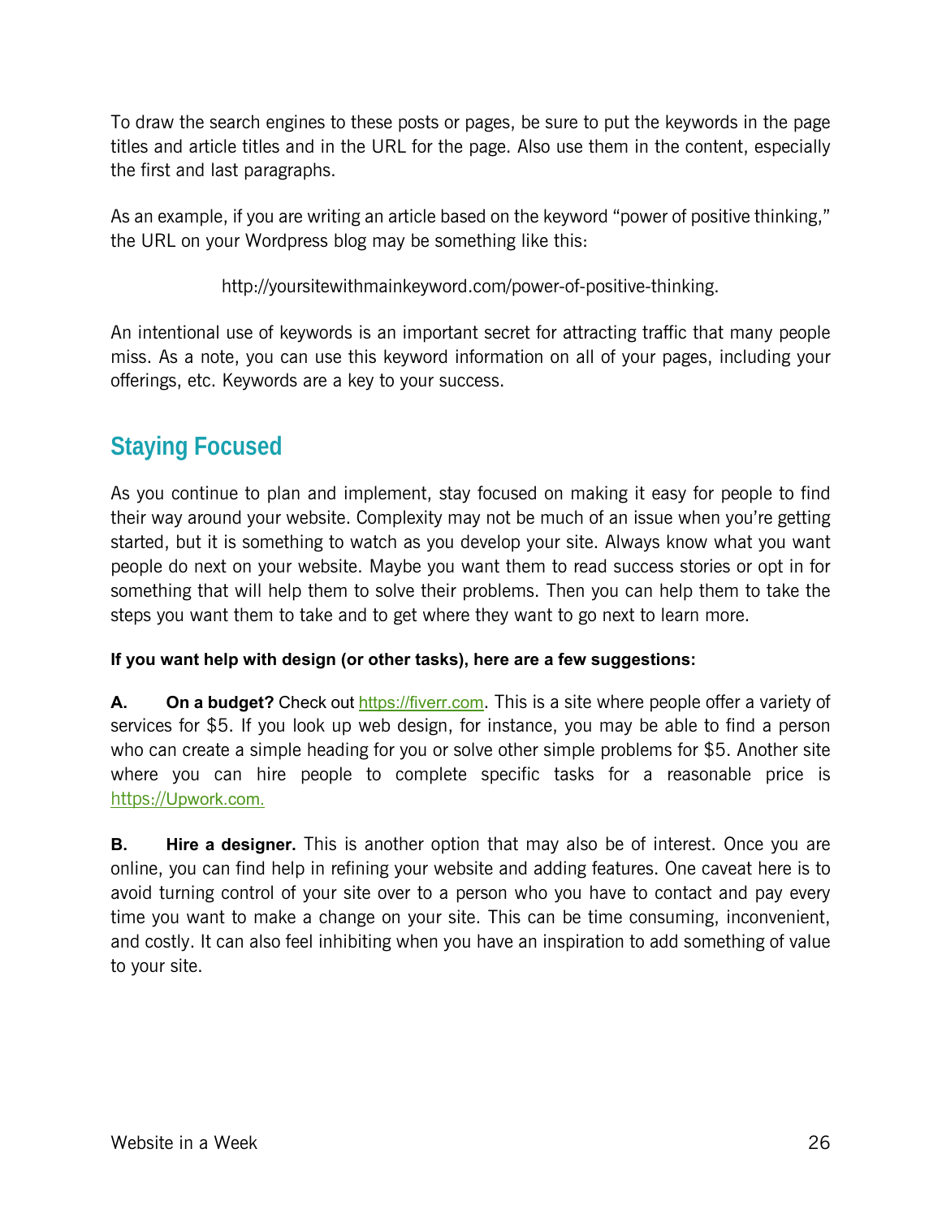To draw the search engines to these posts or pages, be sure to put the keywords in the page titles and article titles and in the URL for the page. Also use them in the content, especially the first and last paragraphs.

As an example, if you are writing an article based on the keyword "power of positive thinking," the URL on your Wordpress blog may be something like this:

http://yoursitewithmainkeyword.com/power-of-positive-thinking.

An intentional use of keywords is an important secret for attracting traffic that many people miss. As a note, you can use this keyword information on all of your pages, including your offerings, etc. Keywords are a key to your success.

## Staying Focused

As you continue to plan and implement, stay focused on making it easy for people to find their way around your website. Complexity may not be much of an issue when you're getting started, but it is something to watch as you develop your site. Always know what you want people do next on your website. Maybe you want them to read success stories or opt in for something that will help them to solve their problems. Then you can help them to take the steps you want them to take and to get where they want to go next to learn more.

**If you want help with design (or other tasks), here are a few suggestions:**

**A. On a budget?** Check out https://fiverr.com. This is a site where people offer a variety of services for $5. If you look up web design, for instance, you may be able to find a person who can create a simple heading for you or solve other simple problems for $5. Another site where you can hire people to complete specific tasks for a reasonable price is https://Upwork.com.

**B. Hire a designer.** This is another option that may also be of interest. Once you are online, you can find help in refining your website and adding features. One caveat here is to avoid turning control of your site over to a person who you have to contact and pay every time you want to make a change on your site. This can be time consuming, inconvenient, and costly. It can also feel inhibiting when you have an inspiration to add something of value to your site.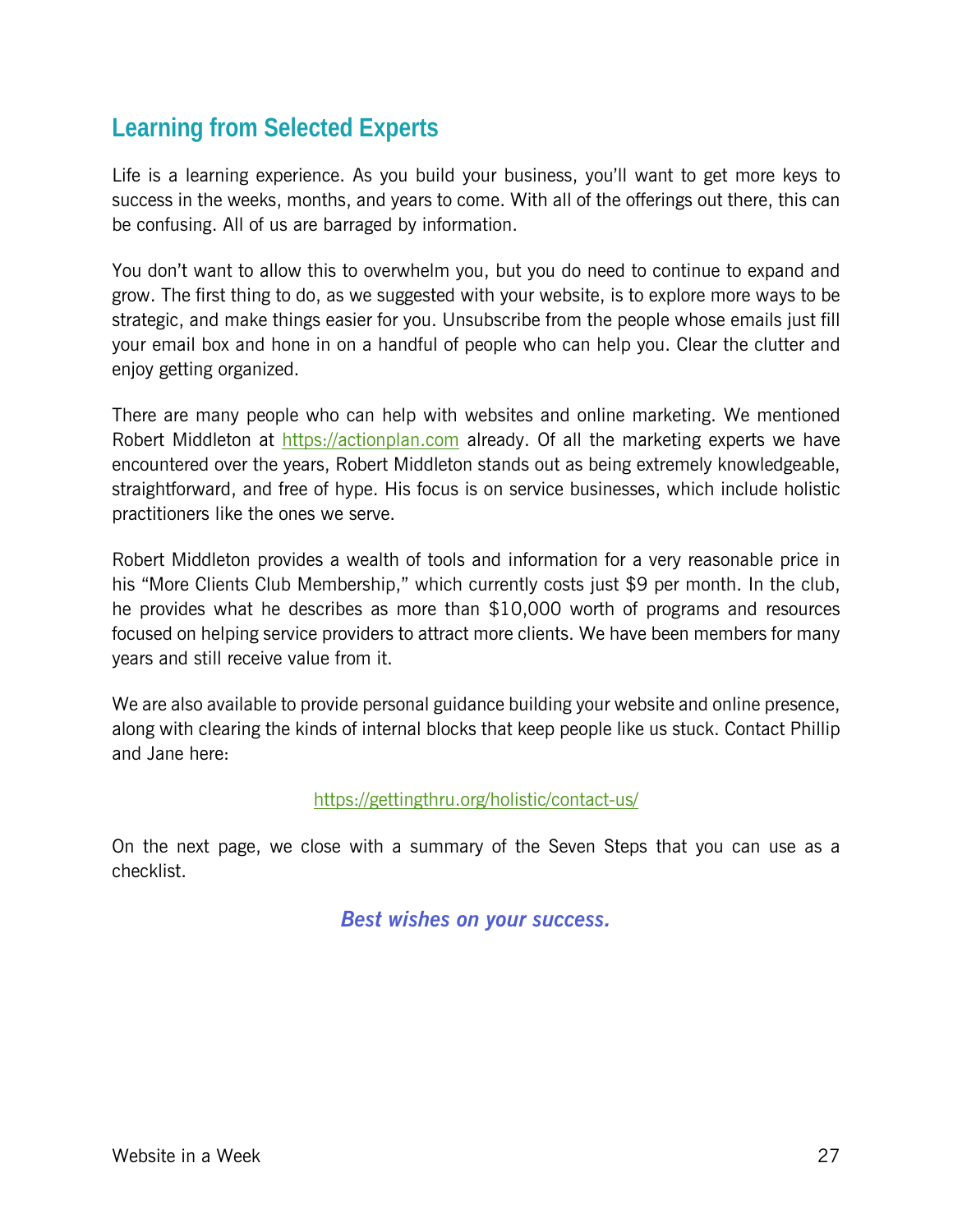## Learning from Selected Experts

Life is a learning experience. As you build your business, you'll want to get more keys to success in the weeks, months, and years to come. With all of the offerings out there, this can be confusing. All of us are barraged by information.

You don't want to allow this to overwhelm you, but you do need to continue to expand and grow. The first thing to do, as we suggested with your website, is to explore more ways to be strategic, and make things easier for you. Unsubscribe from the people whose emails just fill your email box and hone in on a handful of people who can help you. Clear the clutter and enjoy getting organized.

There are many people who can help with websites and online marketing. We mentioned Robert Middleton at [https://actionplan.com](https://actionplan.com) already. Of all the marketing experts we have encountered over the years, Robert Middleton stands out as being extremely knowledgeable, straightforward, and free of hype. His focus is on service businesses, which include holistic practitioners like the ones we serve.

Robert Middleton provides a wealth of tools and information for a very reasonable price in his "More Clients Club Membership," which currently costs just $9 per month. In the club, he provides what he describes as more than $10,000 worth of programs and resources focused on helping service providers to attract more clients. We have been members for many years and still receive value from it.

We are also available to provide personal guidance building your website and online presence, along with clearing the kinds of internal blocks that keep people like us stuck. Contact Phillip and Jane here:

[https://gettingthru.org/holistic/contact-us/](https://gettingthru.org/holistic/contact-us/)

On the next page, we close with a summary of the Seven Steps that you can use as a checklist.

***Best wishes on your success.***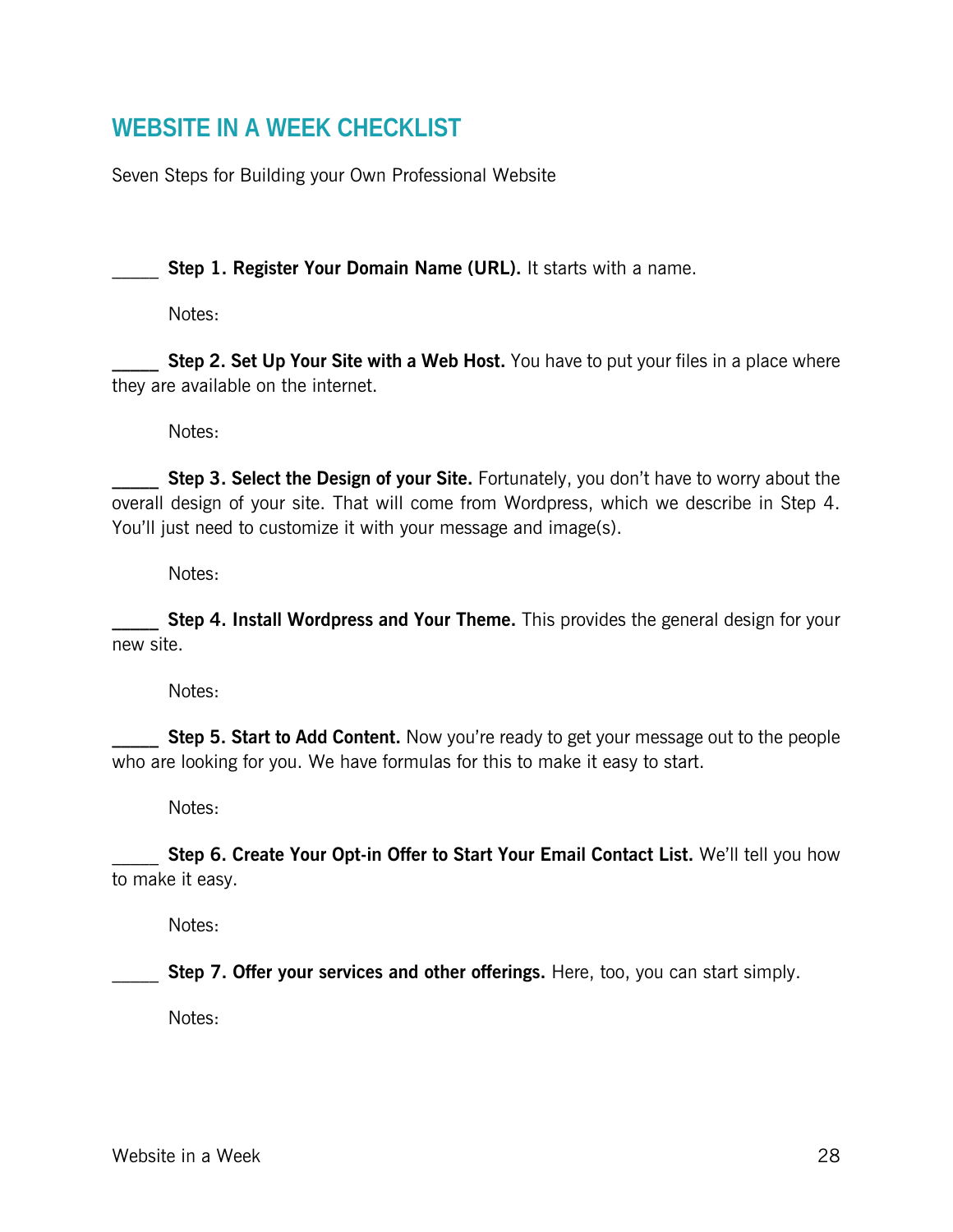## WEBSITE IN A WEEK CHECKLIST

Seven Steps for Building your Own Professional Website

_____ **Step 1. Register Your Domain Name (URL).** It starts with a name.

Notes:

_____ **Step 2. Set Up Your Site with a Web Host.** You have to put your files in a place where they are available on the internet.

Notes:

_____ **Step 3. Select the Design of your Site.** Fortunately, you don't have to worry about the overall design of your site. That will come from Wordpress, which we describe in Step 4. You'll just need to customize it with your message and image(s).

Notes:

_____ **Step 4. Install Wordpress and Your Theme.** This provides the general design for your new site.

Notes:

_____ **Step 5. Start to Add Content.** Now you're ready to get your message out to the people who are looking for you. We have formulas for this to make it easy to start.

Notes:

_____ **Step 6. Create Your Opt-in Offer to Start Your Email Contact List.** We'll tell you how to make it easy.

Notes:

_____ **Step 7. Offer your services and other offerings.** Here, too, you can start simply.

Notes: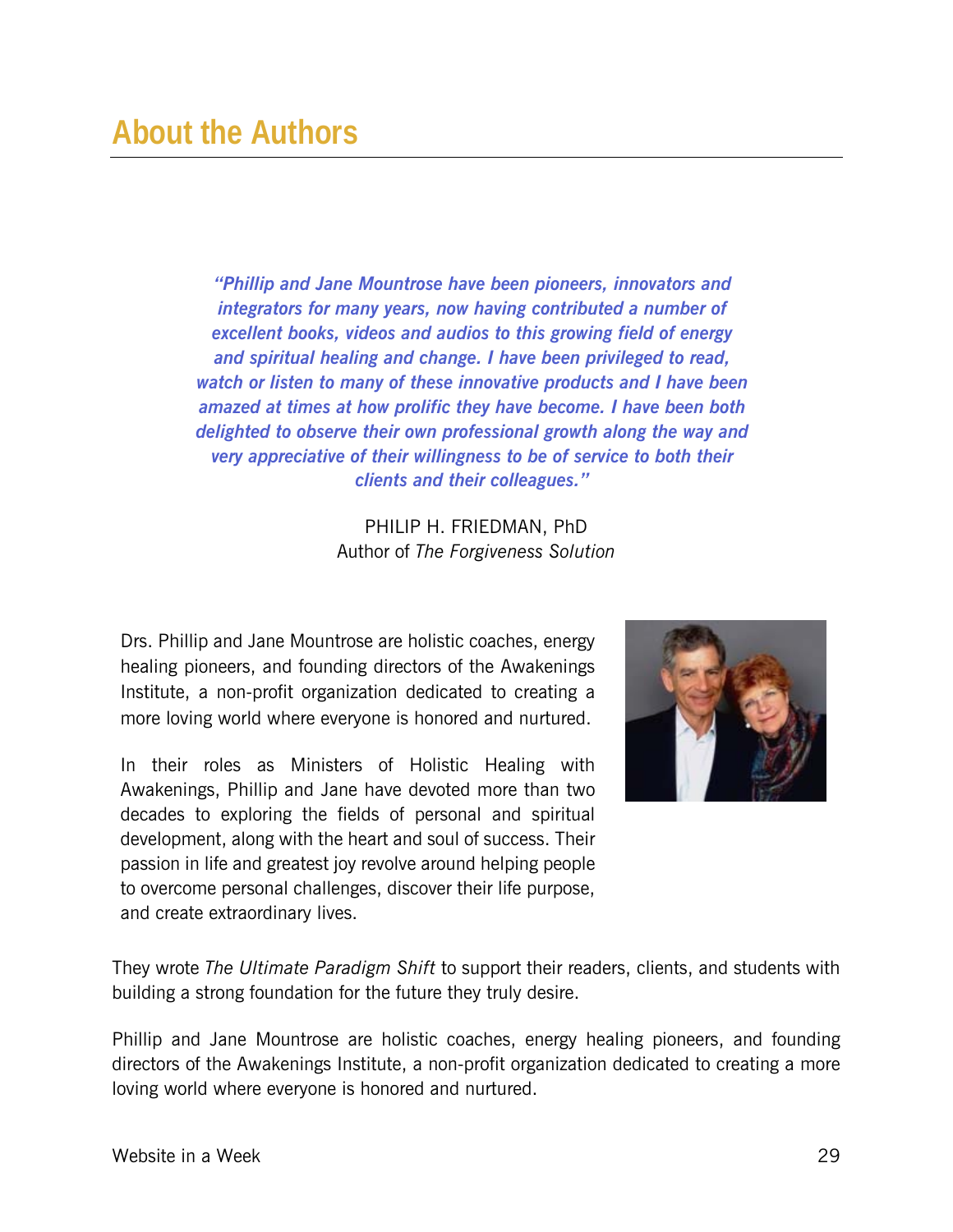## About the Authors

> ***"Phillip and Jane Mountrose have been pioneers, innovators and integrators for many years, now having contributed a number of excellent books, videos and audios to this growing field of energy and spiritual healing and change. I have been privileged to read, watch or listen to many of these innovative products and I have been amazed at times at how prolific they have become. I have been both delighted to observe their own professional growth along the way and very appreciative of their willingness to be of service to both their clients and their colleagues."***
>
> PHILIP H. FRIEDMAN, PhD
> Author of *The Forgiveness Solution*

Drs. Phillip and Jane Mountrose are holistic coaches, energy healing pioneers, and founding directors of the Awakenings Institute, a non-profit organization dedicated to creating a more loving world where everyone is honored and nurtured.

In their roles as Ministers of Holistic Healing with Awakenings, Phillip and Jane have devoted more than two decades to exploring the fields of personal and spiritual development, along with the heart and soul of success. Their passion in life and greatest joy revolve around helping people to overcome personal challenges, discover their life purpose, and create extraordinary lives.

They wrote *The Ultimate Paradigm Shift* to support their readers, clients, and students with building a strong foundation for the future they truly desire.

Phillip and Jane Mountrose are holistic coaches, energy healing pioneers, and founding directors of the Awakenings Institute, a non-profit organization dedicated to creating a more loving world where everyone is honored and nurtured.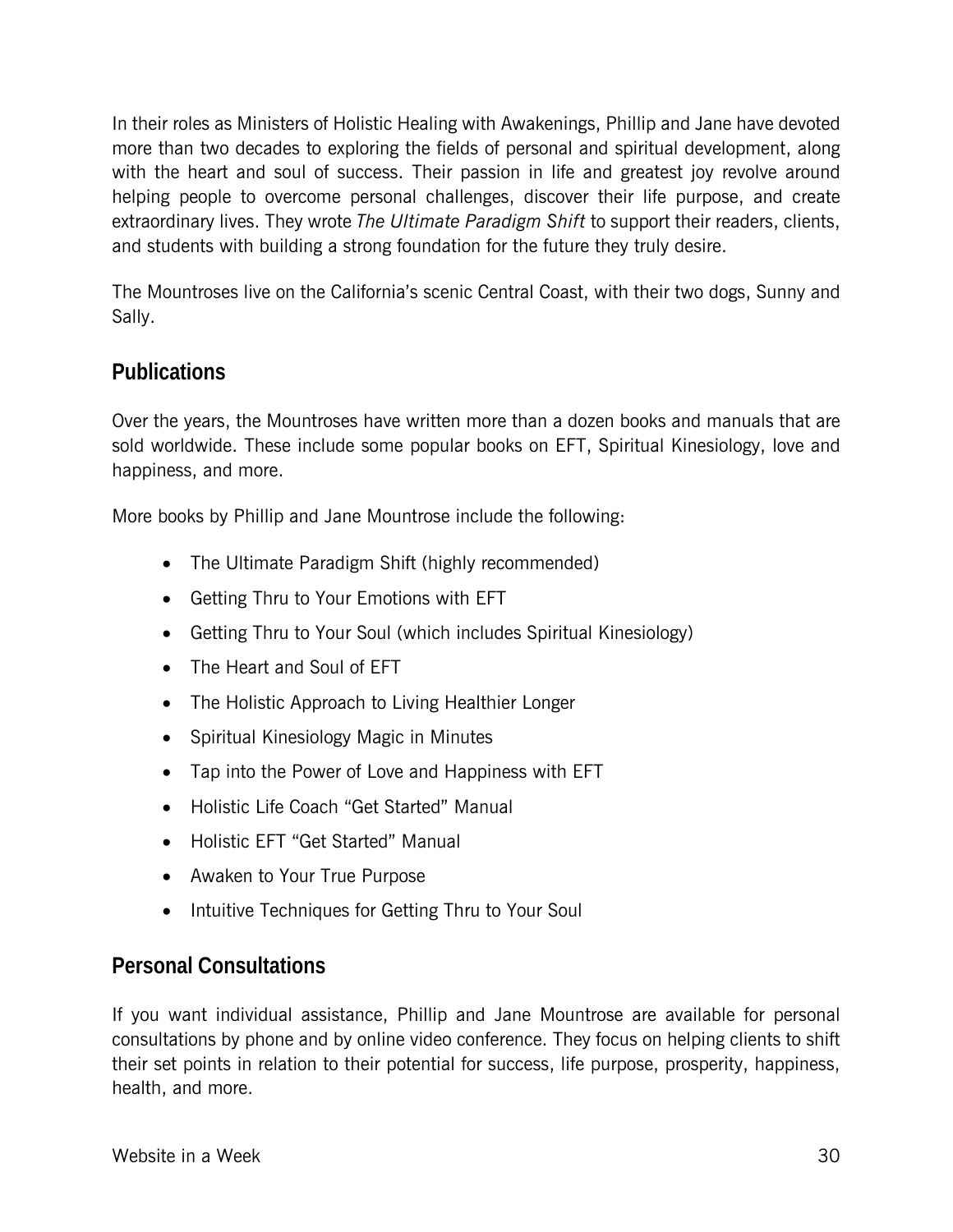In their roles as Ministers of Holistic Healing with Awakenings, Phillip and Jane have devoted more than two decades to exploring the fields of personal and spiritual development, along with the heart and soul of success. Their passion in life and greatest joy revolve around helping people to overcome personal challenges, discover their life purpose, and create extraordinary lives. They wrote *The Ultimate Paradigm Shift* to support their readers, clients, and students with building a strong foundation for the future they truly desire.

The Mountroses live on the California's scenic Central Coast, with their two dogs, Sunny and Sally.

## Publications

Over the years, the Mountroses have written more than a dozen books and manuals that are sold worldwide. These include some popular books on EFT, Spiritual Kinesiology, love and happiness, and more.

More books by Phillip and Jane Mountrose include the following:

- The Ultimate Paradigm Shift (highly recommended)
- Getting Thru to Your Emotions with EFT
- Getting Thru to Your Soul (which includes Spiritual Kinesiology)
- The Heart and Soul of EFT
- The Holistic Approach to Living Healthier Longer
- Spiritual Kinesiology Magic in Minutes
- Tap into the Power of Love and Happiness with EFT
- Holistic Life Coach "Get Started" Manual
- Holistic EFT "Get Started" Manual
- Awaken to Your True Purpose
- Intuitive Techniques for Getting Thru to Your Soul

## Personal Consultations

If you want individual assistance, Phillip and Jane Mountrose are available for personal consultations by phone and by online video conference. They focus on helping clients to shift their set points in relation to their potential for success, life purpose, prosperity, happiness, health, and more.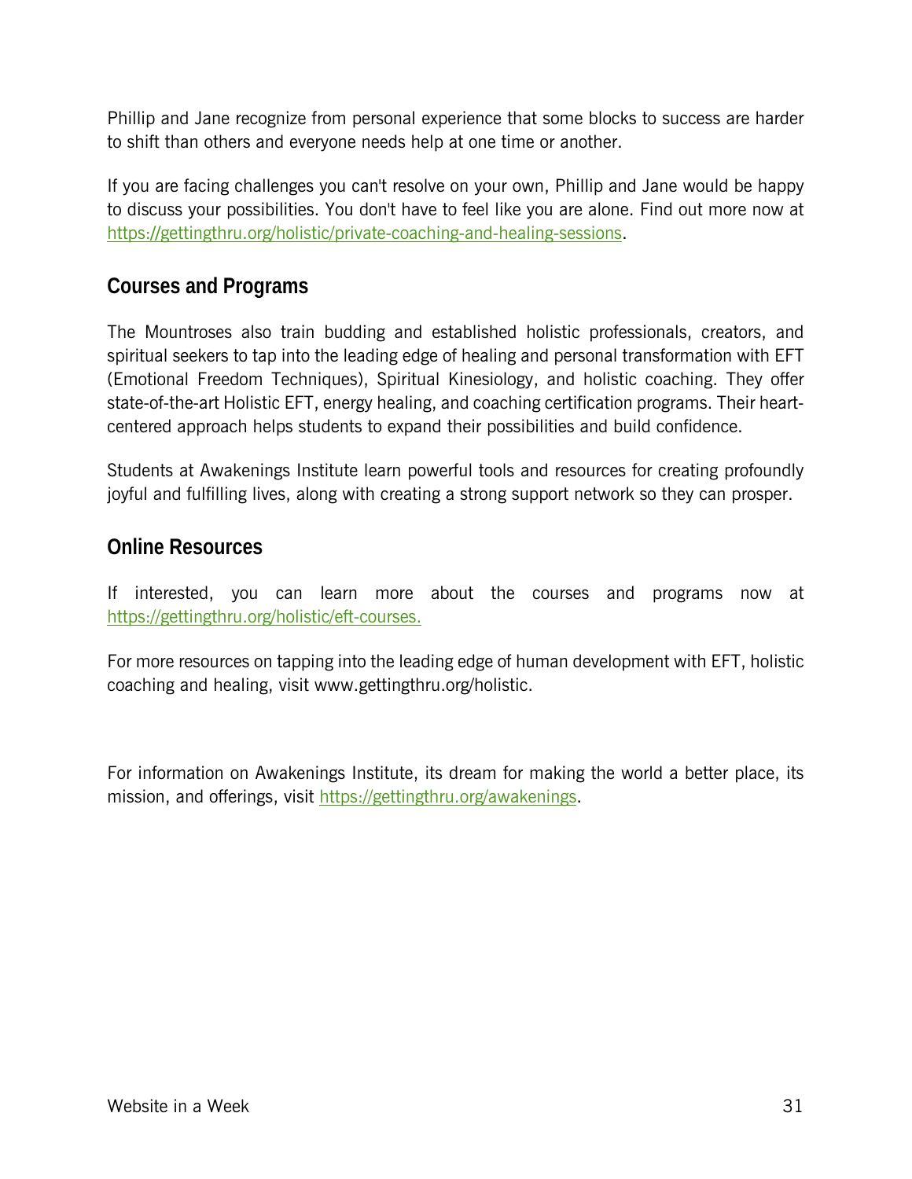Phillip and Jane recognize from personal experience that some blocks to success are harder to shift than others and everyone needs help at one time or another.

If you are facing challenges you can't resolve on your own, Phillip and Jane would be happy to discuss your possibilities. You don't have to feel like you are alone. Find out more now at https://gettingthru.org/holistic/private-coaching-and-healing-sessions.

## Courses and Programs

The Mountroses also train budding and established holistic professionals, creators, and spiritual seekers to tap into the leading edge of healing and personal transformation with EFT (Emotional Freedom Techniques), Spiritual Kinesiology, and holistic coaching. They offer state-of-the-art Holistic EFT, energy healing, and coaching certification programs. Their heart-centered approach helps students to expand their possibilities and build confidence.

Students at Awakenings Institute learn powerful tools and resources for creating profoundly joyful and fulfilling lives, along with creating a strong support network so they can prosper.

## Online Resources

If interested, you can learn more about the courses and programs now at https://gettingthru.org/holistic/eft-courses.

For more resources on tapping into the leading edge of human development with EFT, holistic coaching and healing, visit www.gettingthru.org/holistic.

For information on Awakenings Institute, its dream for making the world a better place, its mission, and offerings, visit https://gettingthru.org/awakenings.